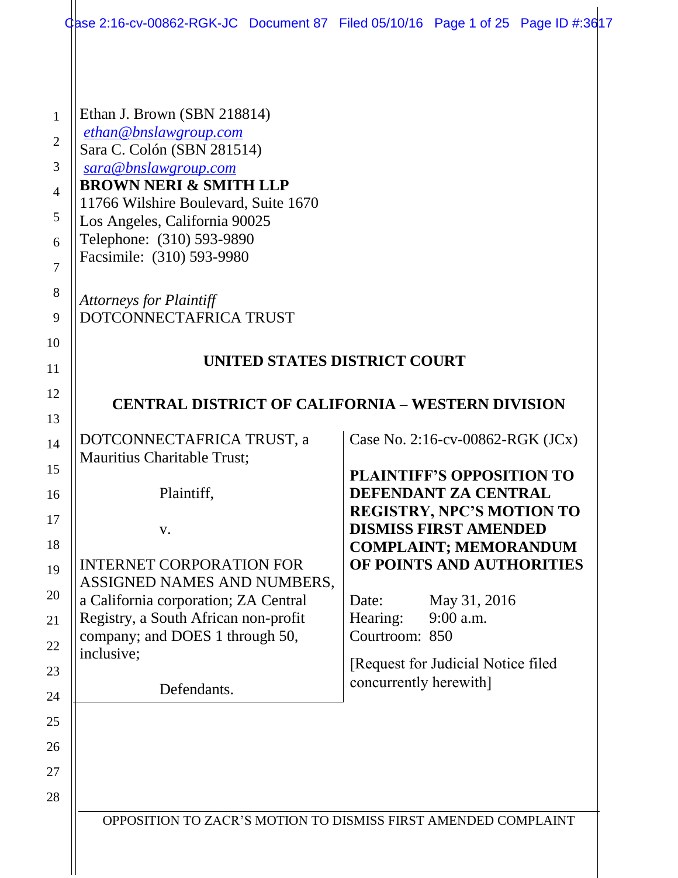Ethan J. Brown (SBN 218814)
ethan@bnslawgroup.com
Sara C. Colón (SBN 281514)
sara@bnslawgroup.com
**BROWN NERI & SMITH LLP**
11766 Wilshire Boulevard, Suite 1670
Los Angeles, California 90025
Telephone: (310) 593-9890
Facsimile: (310) 593-9980

*Attorneys for Plaintiff*
DOTCONNECTAFRICA TRUST

**UNITED STATES DISTRICT COURT**

**CENTRAL DISTRICT OF CALIFORNIA – WESTERN DIVISION**

| | |
|---|---|
| DOTCONNECTAFRICA TRUST, a Mauritius Charitable Trust;<br><br>Plaintiff,<br><br>v.<br><br>INTERNET CORPORATION FOR ASSIGNED NAMES AND NUMBERS, a California corporation; ZA Central Registry, a South African non-profit company; and DOES 1 through 50, inclusive;<br><br>Defendants. | Case No. 2:16-cv-00862-RGK (JCx)<br><br>**PLAINTIFF'S OPPOSITION TO DEFENDANT ZA CENTRAL REGISTRY, NPC'S MOTION TO DISMISS FIRST AMENDED COMPLAINT; MEMORANDUM OF POINTS AND AUTHORITIES**<br><br>Date: May 31, 2016<br>Hearing: 9:00 a.m.<br>Courtroom: 850<br><br>[Request for Judicial Notice filed concurrently herewith] |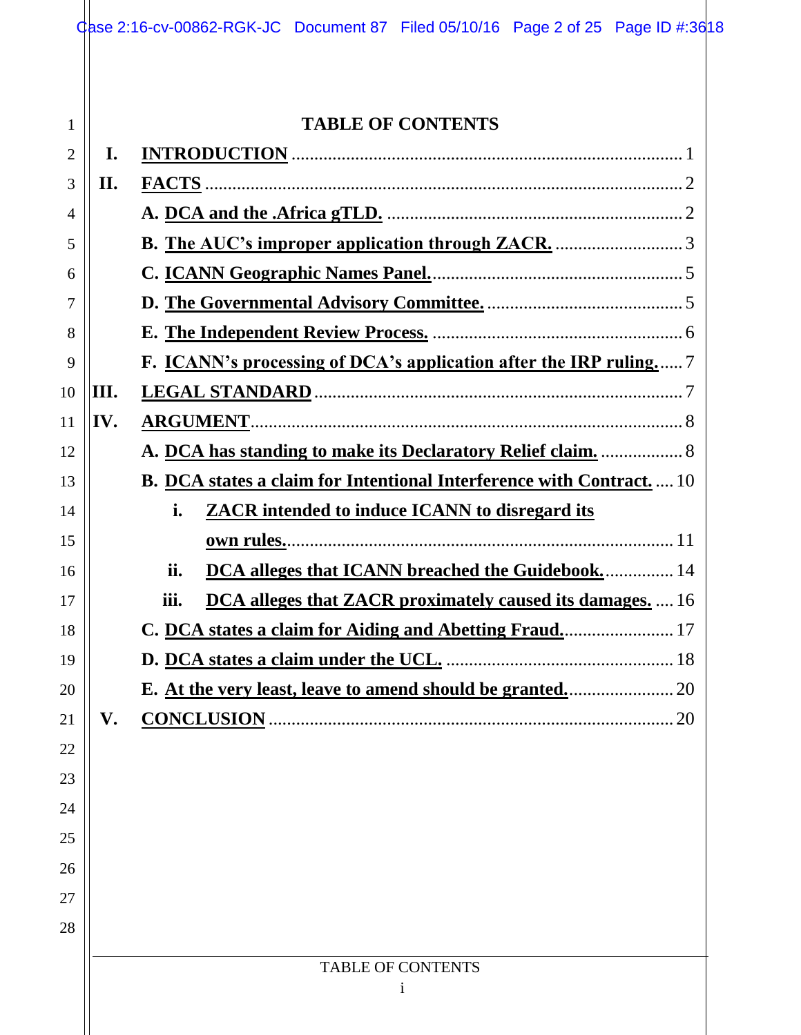# TABLE OF CONTENTS

**I. INTRODUCTION** ........................................................................................ 1

**II. FACTS** ........................................................................................................ 2

- **A. DCA and the .Africa gTLD.** ................................................................ 2
- **B. The AUC's improper application through ZACR.** ............................ 3
- **C. ICANN Geographic Names Panel.** ....................................................... 5
- **D. The Governmental Advisory Committee.** ............................................ 5
- **E. The Independent Review Process.** ....................................................... 6
- **F. ICANN's processing of DCA's application after the IRP ruling.** ..... 7

**III. LEGAL STANDARD** ................................................................................. 7

**IV. ARGUMENT** ............................................................................................... 8

- **A. DCA has standing to make its Declaratory Relief claim.** .................. 8
- **B. DCA states a claim for Intentional Interference with Contract.** .... 10
  - **i. ZACR intended to induce ICANN to disregard its own rules.** ................................................................................. 11
  - **ii. DCA alleges that ICANN breached the Guidebook.** ............... 14
  - **iii. DCA alleges that ZACR proximately caused its damages.** .... 16
- **C. DCA states a claim for Aiding and Abetting Fraud.** ......................... 17
- **D. DCA states a claim under the UCL.** .................................................. 18
- **E. At the very least, leave to amend should be granted.** ....................... 20

**V. CONCLUSION** ............................................................................................. 20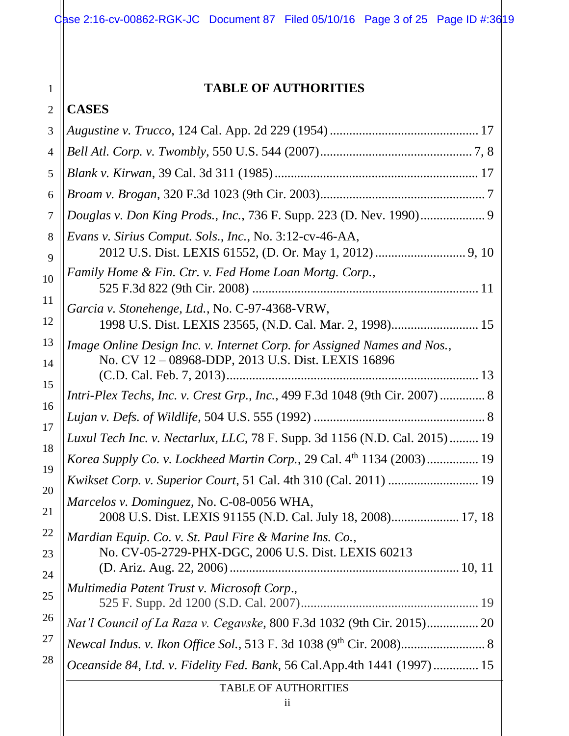# TABLE OF AUTHORITIES

## CASES

*Augustine v. Trucco*, 124 Cal. App. 2d 229 (1954) .............................................. 17

*Bell Atl. Corp. v. Twombly,* 550 U.S. 544 (2007)............................................... 7, 8

*Blank v. Kirwan*, 39 Cal. 3d 311 (1985) ............................................................... 17

*Broam v. Brogan*, 320 F.3d 1023 (9th Cir. 2003)................................................... 7

*Douglas v. Don King Prods., Inc.*, 736 F. Supp. 223 (D. Nev. 1990).................... 9

*Evans v. Sirius Comput. Sols., Inc.*, No. 3:12-cv-46-AA,
 2012 U.S. Dist. LEXIS 61552, (D. Or. May 1, 2012) ............................ 9, 10

*Family Home & Fin. Ctr. v. Fed Home Loan Mortg. Corp.*,
 525 F.3d 822 (9th Cir. 2008) ...................................................................... 11

*Garcia v. Stonehenge, Ltd.*, No. C-97-4368-VRW,
 1998 U.S. Dist. LEXIS 23565, (N.D. Cal. Mar. 2, 1998)........................... 15

*Image Online Design Inc. v. Internet Corp. for Assigned Names and Nos.*,
 No. CV 12 – 08968-DDP, 2013 U.S. Dist. LEXIS 16896
 (C.D. Cal. Feb. 7, 2013).............................................................................. 13

*Intri-Plex Techs, Inc. v. Crest Grp., Inc.*, 499 F.3d 1048 (9th Cir. 2007) .............. 8

*Lujan v. Defs. of Wildlife,* 504 U.S. 555 (1992) ..................................................... 8

*Luxul Tech Inc. v. Nectarlux, LLC,* 78 F. Supp. 3d 1156 (N.D. Cal. 2015) ......... 19

*Korea Supply Co. v. Lockheed Martin Corp.*, 29 Cal. 4th 1134 (2003)................ 19

*Kwikset Corp. v. Superior Court*, 51 Cal. 4th 310 (Cal. 2011) ............................ 19

*Marcelos v. Dominguez,* No. C-08-0056 WHA,
 2008 U.S. Dist. LEXIS 91155 (N.D. Cal. July 18, 2008)..................... 17, 18

*Mardian Equip. Co. v. St. Paul Fire & Marine Ins. Co.*,
 No. CV-05-2729-PHX-DGC, 2006 U.S. Dist. LEXIS 60213
 (D. Ariz. Aug. 22, 2006)...................................................................... 10, 11

*Multimedia Patent Trust v. Microsoft Corp*.,
 525 F. Supp. 2d 1200 (S.D. Cal. 2007)....................................................... 19

*Nat'l Council of La Raza v. Cegavske*, 800 F.3d 1032 (9th Cir. 2015)................ 20

*Newcal Indus. v. Ikon Office Sol.*, 513 F. 3d 1038 (9th Cir. 2008).......................... 8

*Oceanside 84, Ltd. v. Fidelity Fed. Bank*, 56 Cal.App.4th 1441 (1997) .............. 15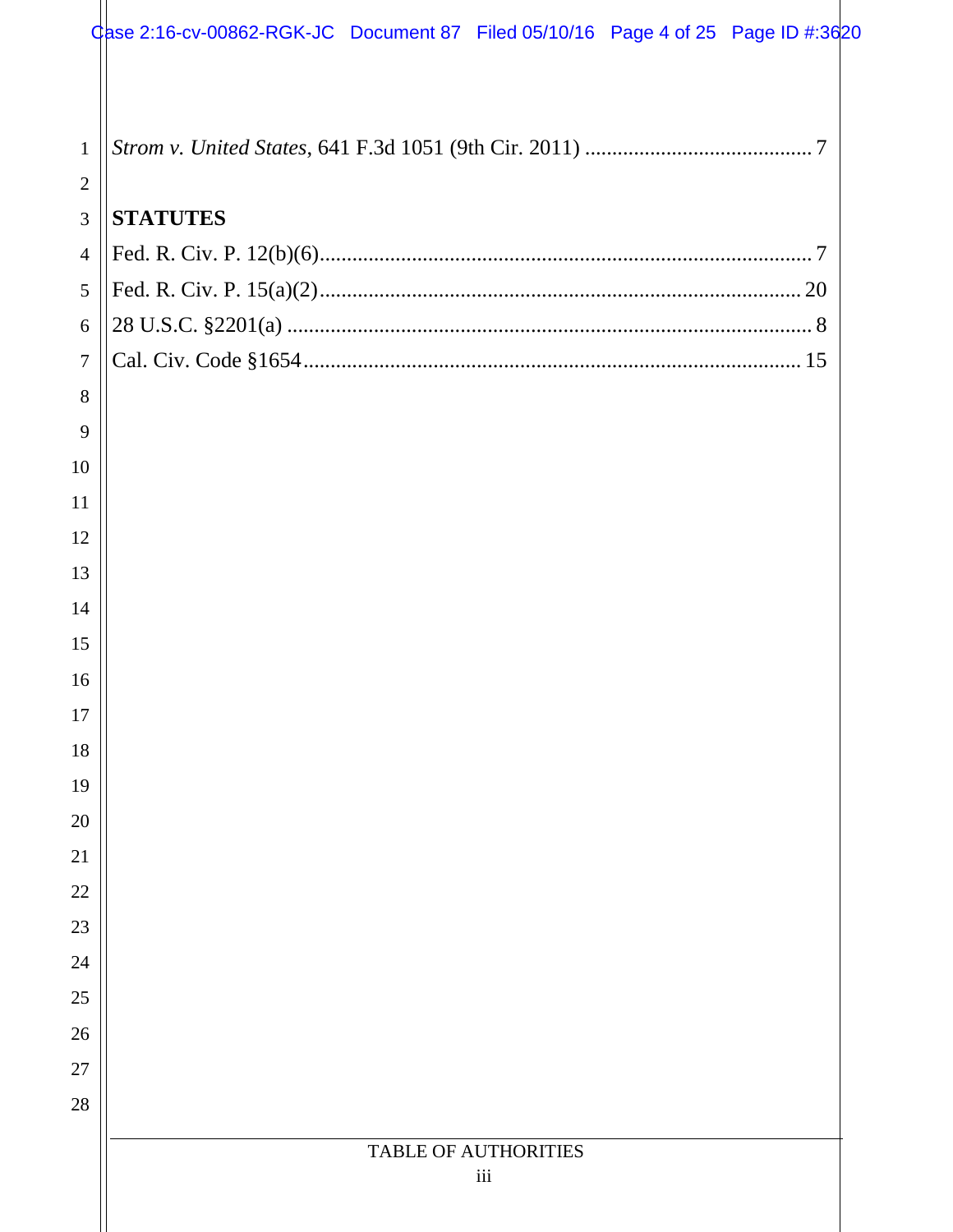*Strom v. United States*, 641 F.3d 1051 (9th Cir. 2011) .......................................... 7

**STATUTES**

Fed. R. Civ. P. 12(b)(6)........................................................................................... 7

Fed. R. Civ. P. 15(a)(2)......................................................................................... 20

28 U.S.C. §2201(a) ................................................................................................. 8

Cal. Civ. Code §1654............................................................................................ 15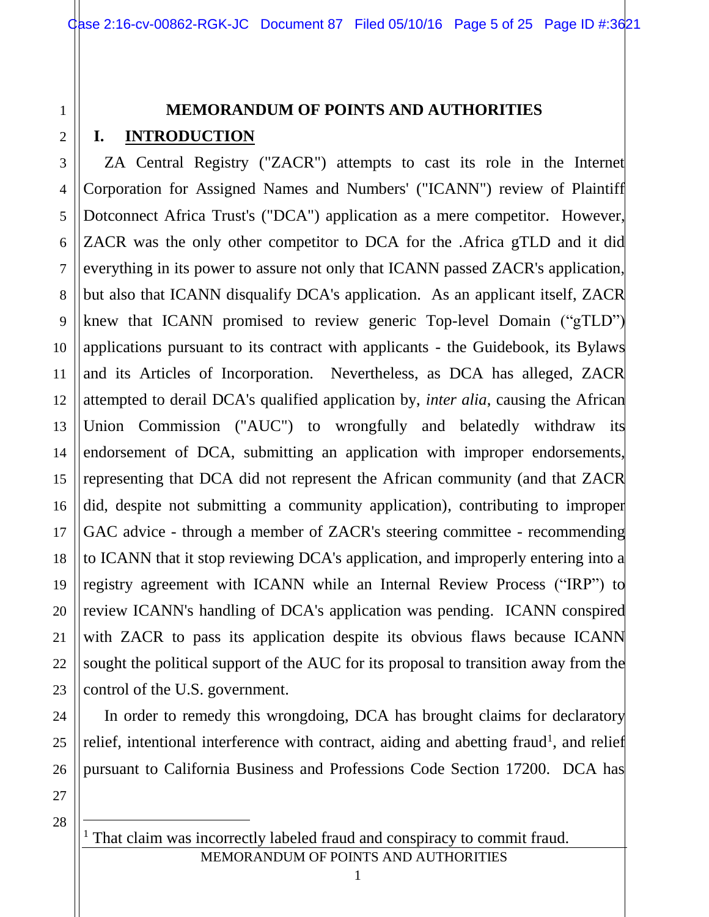# MEMORANDUM OF POINTS AND AUTHORITIES

## I. INTRODUCTION

ZA Central Registry ("ZACR") attempts to cast its role in the Internet Corporation for Assigned Names and Numbers' ("ICANN") review of Plaintiff Dotconnect Africa Trust's ("DCA") application as a mere competitor. However, ZACR was the only other competitor to DCA for the .Africa gTLD and it did everything in its power to assure not only that ICANN passed ZACR's application, but also that ICANN disqualify DCA's application. As an applicant itself, ZACR knew that ICANN promised to review generic Top-level Domain ("gTLD") applications pursuant to its contract with applicants - the Guidebook, its Bylaws and its Articles of Incorporation. Nevertheless, as DCA has alleged, ZACR attempted to derail DCA's qualified application by, *inter alia*, causing the African Union Commission ("AUC") to wrongfully and belatedly withdraw its endorsement of DCA, submitting an application with improper endorsements, representing that DCA did not represent the African community (and that ZACR did, despite not submitting a community application), contributing to improper GAC advice - through a member of ZACR's steering committee - recommending to ICANN that it stop reviewing DCA's application, and improperly entering into a registry agreement with ICANN while an Internal Review Process ("IRP") to review ICANN's handling of DCA's application was pending. ICANN conspired with ZACR to pass its application despite its obvious flaws because ICANN sought the political support of the AUC for its proposal to transition away from the control of the U.S. government.

In order to remedy this wrongdoing, DCA has brought claims for declaratory relief, intentional interference with contract, aiding and abetting fraud[1], and relief pursuant to California Business and Professions Code Section 17200. DCA has

[1] That claim was incorrectly labeled fraud and conspiracy to commit fraud.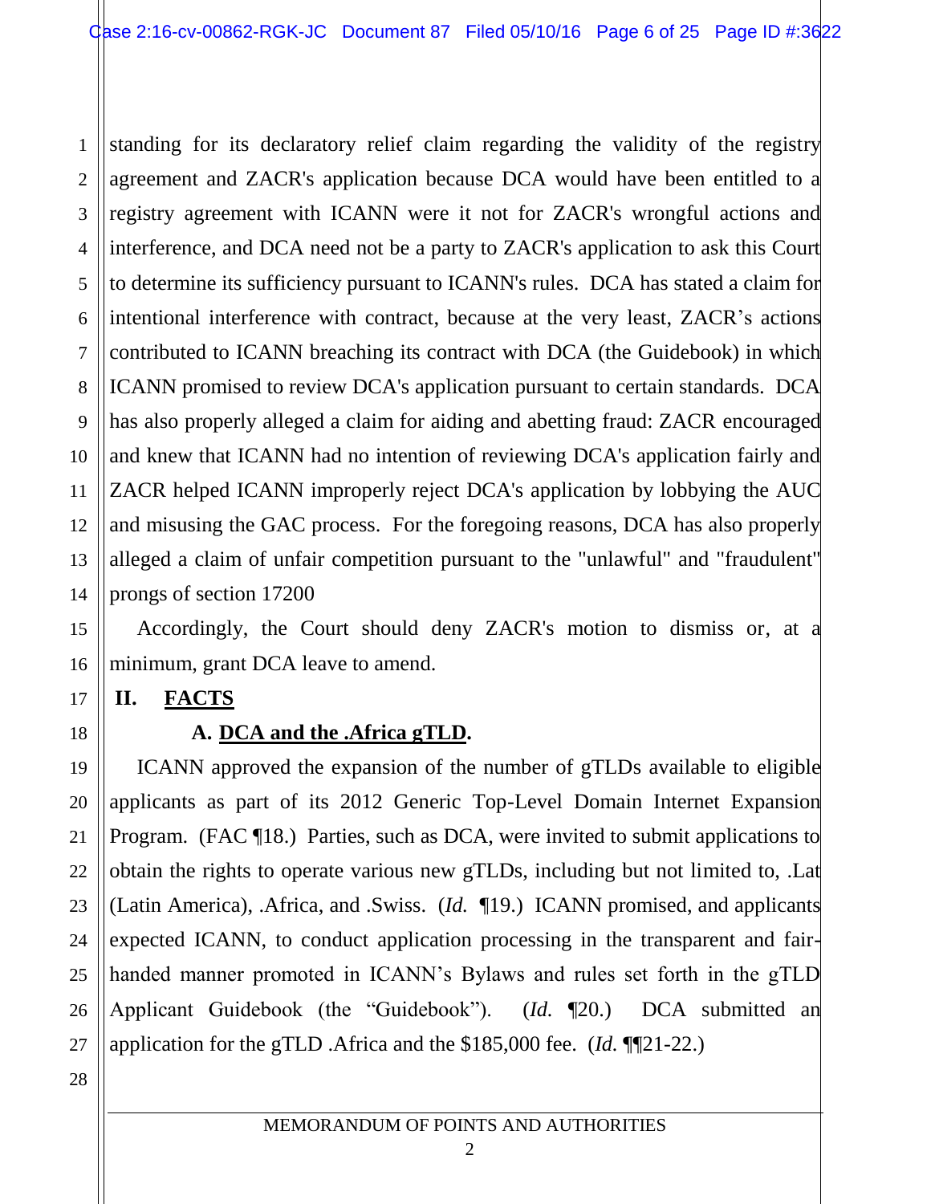standing for its declaratory relief claim regarding the validity of the registry agreement and ZACR's application because DCA would have been entitled to a registry agreement with ICANN were it not for ZACR's wrongful actions and interference, and DCA need not be a party to ZACR's application to ask this Court to determine its sufficiency pursuant to ICANN's rules. DCA has stated a claim for intentional interference with contract, because at the very least, ZACR's actions contributed to ICANN breaching its contract with DCA (the Guidebook) in which ICANN promised to review DCA's application pursuant to certain standards. DCA has also properly alleged a claim for aiding and abetting fraud: ZACR encouraged and knew that ICANN had no intention of reviewing DCA's application fairly and ZACR helped ICANN improperly reject DCA's application by lobbying the AUC and misusing the GAC process. For the foregoing reasons, DCA has also properly alleged a claim of unfair competition pursuant to the "unlawful" and "fraudulent" prongs of section 17200

Accordingly, the Court should deny ZACR's motion to dismiss or, at a minimum, grant DCA leave to amend.

## II. FACTS

### A. DCA and the .Africa gTLD.

ICANN approved the expansion of the number of gTLDs available to eligible applicants as part of its 2012 Generic Top-Level Domain Internet Expansion Program. (FAC ¶18.) Parties, such as DCA, were invited to submit applications to obtain the rights to operate various new gTLDs, including but not limited to, .Lat (Latin America), .Africa, and .Swiss. (*Id.* ¶19.) ICANN promised, and applicants expected ICANN, to conduct application processing in the transparent and fair-handed manner promoted in ICANN's Bylaws and rules set forth in the gTLD Applicant Guidebook (the "Guidebook"). (*Id.* ¶20.) DCA submitted an application for the gTLD .Africa and the $185,000 fee. (*Id.* ¶¶21-22.)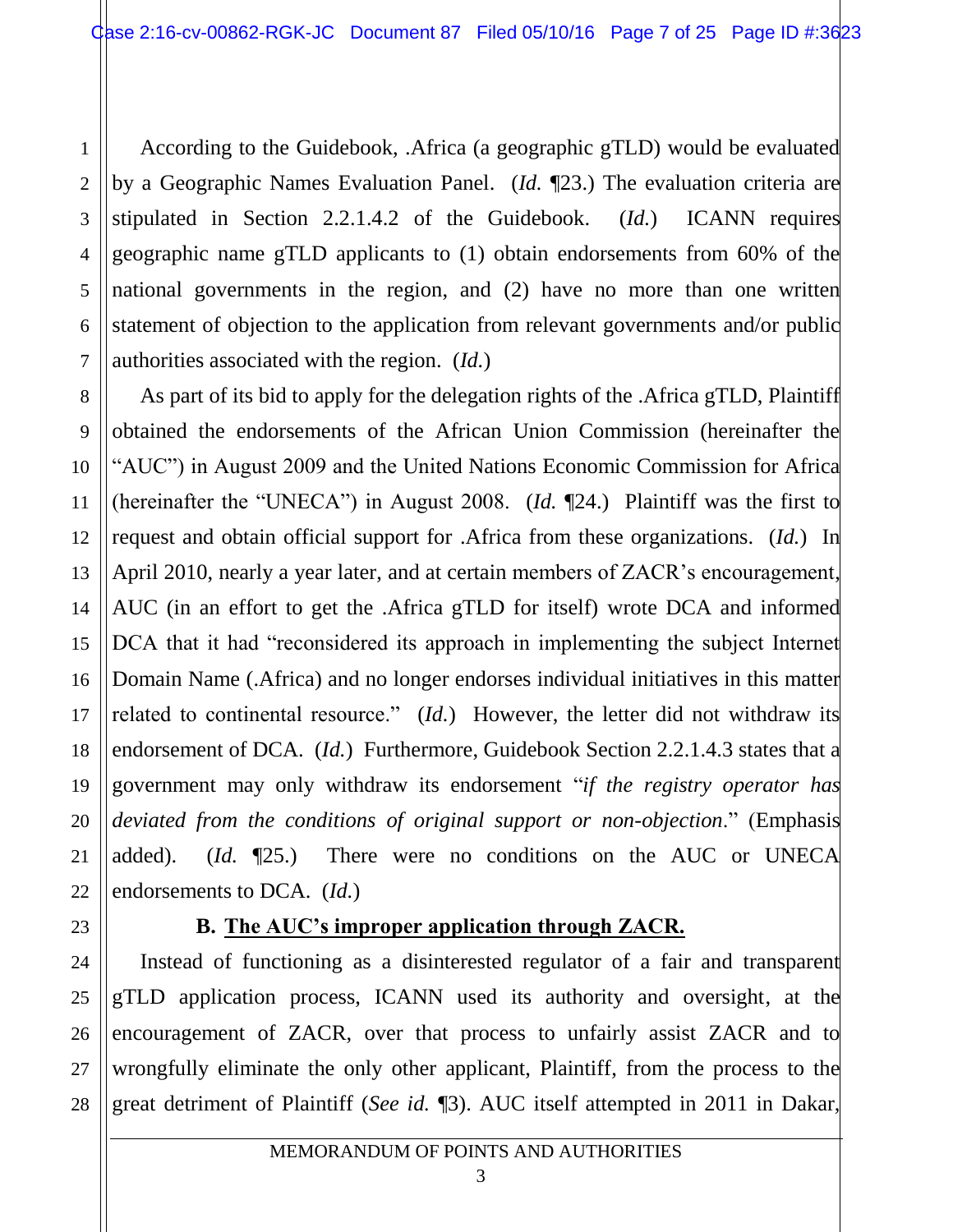According to the Guidebook, .Africa (a geographic gTLD) would be evaluated by a Geographic Names Evaluation Panel. (*Id.* ¶23.) The evaluation criteria are stipulated in Section 2.2.1.4.2 of the Guidebook. (*Id.*) ICANN requires geographic name gTLD applicants to (1) obtain endorsements from 60% of the national governments in the region, and (2) have no more than one written statement of objection to the application from relevant governments and/or public authorities associated with the region. (*Id.*)

As part of its bid to apply for the delegation rights of the .Africa gTLD, Plaintiff obtained the endorsements of the African Union Commission (hereinafter the "AUC") in August 2009 and the United Nations Economic Commission for Africa (hereinafter the "UNECA") in August 2008. (*Id.* ¶24.) Plaintiff was the first to request and obtain official support for .Africa from these organizations. (*Id.*) In April 2010, nearly a year later, and at certain members of ZACR's encouragement, AUC (in an effort to get the .Africa gTLD for itself) wrote DCA and informed DCA that it had "reconsidered its approach in implementing the subject Internet Domain Name (.Africa) and no longer endorses individual initiatives in this matter related to continental resource." (*Id.*) However, the letter did not withdraw its endorsement of DCA. (*Id.*) Furthermore, Guidebook Section 2.2.1.4.3 states that a government may only withdraw its endorsement "*if the registry operator has deviated from the conditions of original support or non-objection*." (Emphasis added). (*Id.* ¶25.) There were no conditions on the AUC or UNECA endorsements to DCA. (*Id.*)

### B. <u>The AUC's improper application through ZACR.</u>

Instead of functioning as a disinterested regulator of a fair and transparent gTLD application process, ICANN used its authority and oversight, at the encouragement of ZACR, over that process to unfairly assist ZACR and to wrongfully eliminate the only other applicant, Plaintiff, from the process to the great detriment of Plaintiff (*See id.* ¶3). AUC itself attempted in 2011 in Dakar,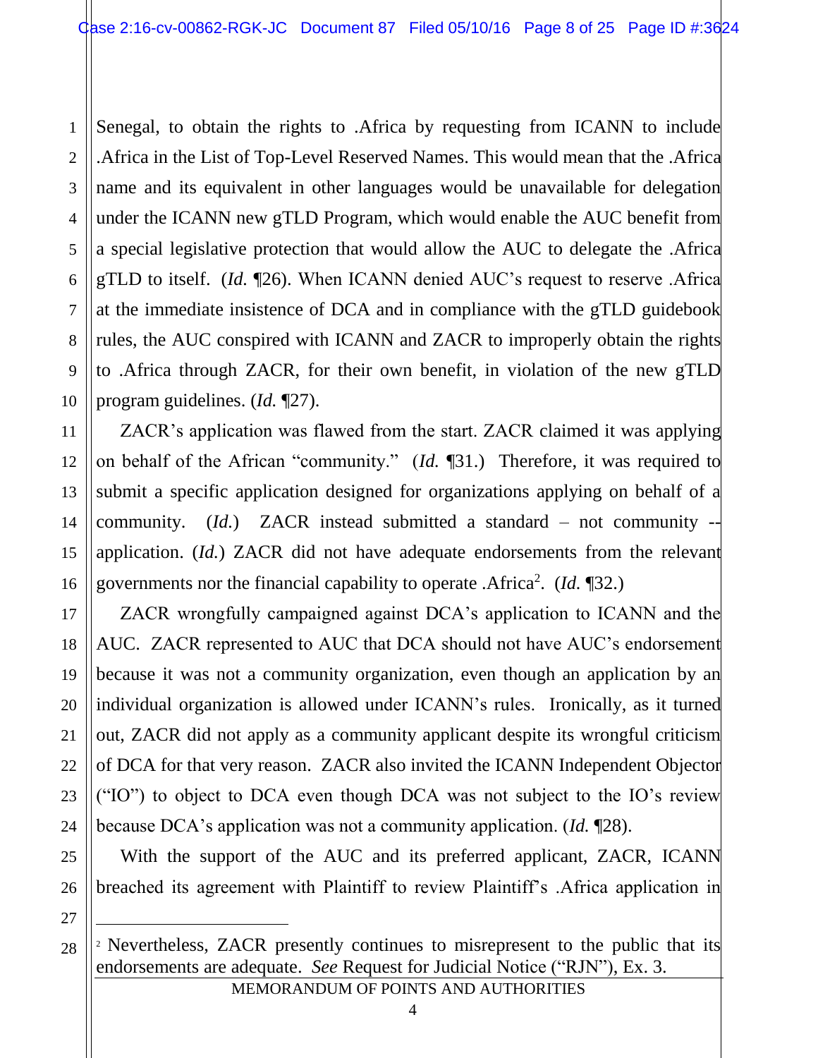Senegal, to obtain the rights to .Africa by requesting from ICANN to include .Africa in the List of Top-Level Reserved Names. This would mean that the .Africa name and its equivalent in other languages would be unavailable for delegation under the ICANN new gTLD Program, which would enable the AUC benefit from a special legislative protection that would allow the AUC to delegate the .Africa gTLD to itself. (*Id.* ¶26). When ICANN denied AUC's request to reserve .Africa at the immediate insistence of DCA and in compliance with the gTLD guidebook rules, the AUC conspired with ICANN and ZACR to improperly obtain the rights to .Africa through ZACR, for their own benefit, in violation of the new gTLD program guidelines. (*Id.* ¶27).

ZACR's application was flawed from the start. ZACR claimed it was applying on behalf of the African "community." (*Id.* ¶31.) Therefore, it was required to submit a specific application designed for organizations applying on behalf of a community. (*Id.*) ZACR instead submitted a standard – not community -- application. (*Id.*) ZACR did not have adequate endorsements from the relevant governments nor the financial capability to operate .Africa[2]. (*Id.* ¶32.)

ZACR wrongfully campaigned against DCA's application to ICANN and the AUC. ZACR represented to AUC that DCA should not have AUC's endorsement because it was not a community organization, even though an application by an individual organization is allowed under ICANN's rules. Ironically, as it turned out, ZACR did not apply as a community applicant despite its wrongful criticism of DCA for that very reason. ZACR also invited the ICANN Independent Objector ("IO") to object to DCA even though DCA was not subject to the IO's review because DCA's application was not a community application. (*Id.* ¶28).

With the support of the AUC and its preferred applicant, ZACR, ICANN breached its agreement with Plaintiff to review Plaintiff's .Africa application in

---

[2] Nevertheless, ZACR presently continues to misrepresent to the public that its endorsements are adequate. *See* Request for Judicial Notice ("RJN"), Ex. 3.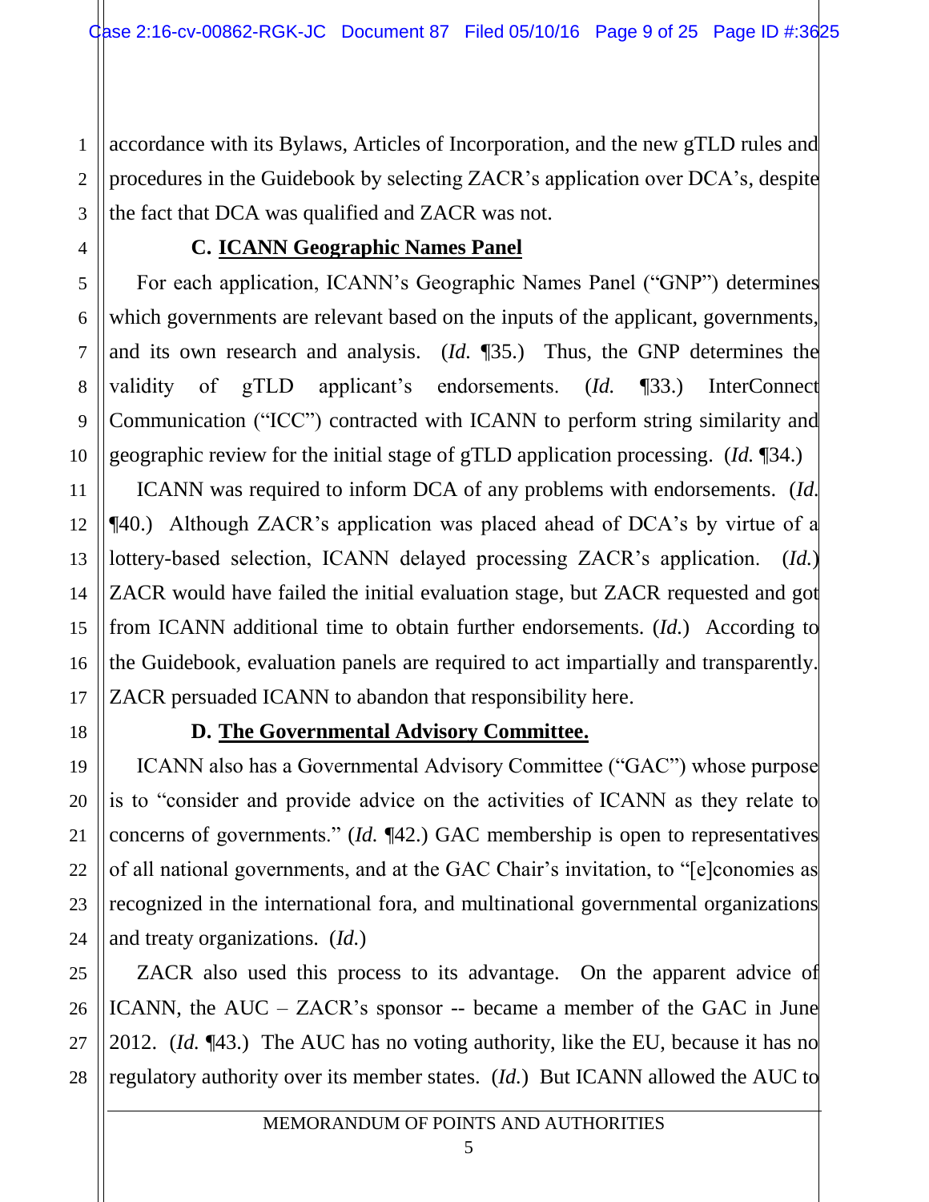accordance with its Bylaws, Articles of Incorporation, and the new gTLD rules and procedures in the Guidebook by selecting ZACR's application over DCA's, despite the fact that DCA was qualified and ZACR was not.

### C. ICANN Geographic Names Panel

For each application, ICANN's Geographic Names Panel ("GNP") determines which governments are relevant based on the inputs of the applicant, governments, and its own research and analysis. (*Id.* ¶35.) Thus, the GNP determines the validity of gTLD applicant's endorsements. (*Id.* ¶33.) InterConnect Communication ("ICC") contracted with ICANN to perform string similarity and geographic review for the initial stage of gTLD application processing. (*Id.* ¶34.)

ICANN was required to inform DCA of any problems with endorsements. (*Id.* ¶40.) Although ZACR's application was placed ahead of DCA's by virtue of a lottery-based selection, ICANN delayed processing ZACR's application. (*Id.*) ZACR would have failed the initial evaluation stage, but ZACR requested and got from ICANN additional time to obtain further endorsements. (*Id.*) According to the Guidebook, evaluation panels are required to act impartially and transparently. ZACR persuaded ICANN to abandon that responsibility here.

### D. The Governmental Advisory Committee.

ICANN also has a Governmental Advisory Committee ("GAC") whose purpose is to "consider and provide advice on the activities of ICANN as they relate to concerns of governments." (*Id.* ¶42.) GAC membership is open to representatives of all national governments, and at the GAC Chair's invitation, to "[e]conomies as recognized in the international fora, and multinational governmental organizations and treaty organizations. (*Id.*)

ZACR also used this process to its advantage. On the apparent advice of ICANN, the AUC – ZACR's sponsor -- became a member of the GAC in June 2012. (*Id.* ¶43.) The AUC has no voting authority, like the EU, because it has no regulatory authority over its member states. (*Id.*) But ICANN allowed the AUC to

MEMORANDUM OF POINTS AND AUTHORITIES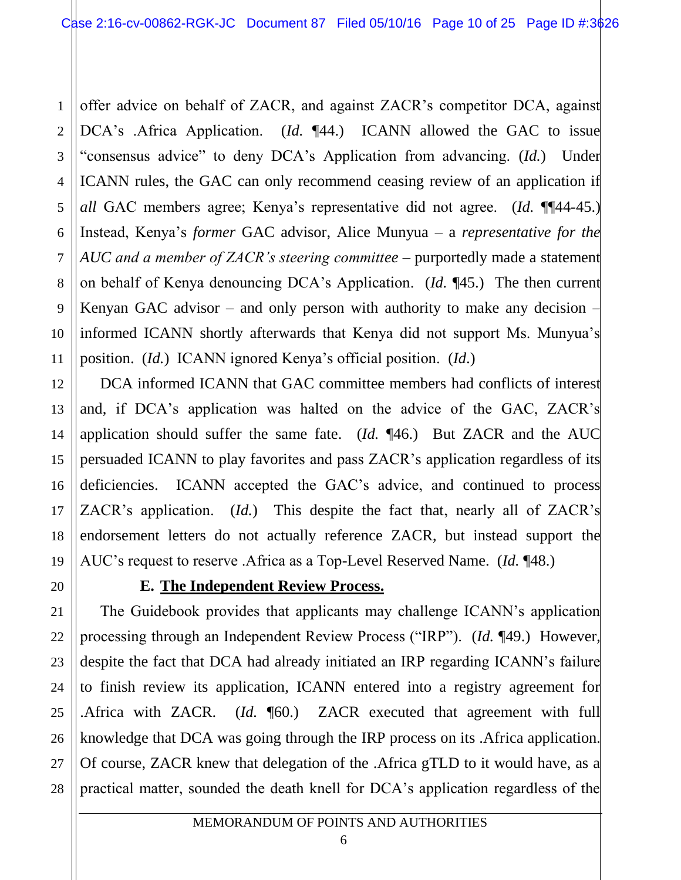offer advice on behalf of ZACR, and against ZACR's competitor DCA, against DCA's .Africa Application. (*Id.* ¶44.) ICANN allowed the GAC to issue "consensus advice" to deny DCA's Application from advancing. (*Id.*) Under ICANN rules, the GAC can only recommend ceasing review of an application if *all* GAC members agree; Kenya's representative did not agree. (*Id.* ¶¶44-45.) Instead, Kenya's *former* GAC advisor, Alice Munyua – a *representative for the AUC and a member of ZACR's steering committee* – purportedly made a statement on behalf of Kenya denouncing DCA's Application. (*Id.* ¶45.) The then current Kenyan GAC advisor – and only person with authority to make any decision – informed ICANN shortly afterwards that Kenya did not support Ms. Munyua's position. (*Id.*) ICANN ignored Kenya's official position. (*Id.*)

DCA informed ICANN that GAC committee members had conflicts of interest and, if DCA's application was halted on the advice of the GAC, ZACR's application should suffer the same fate. (*Id.* ¶46.) But ZACR and the AUC persuaded ICANN to play favorites and pass ZACR's application regardless of its deficiencies. ICANN accepted the GAC's advice, and continued to process ZACR's application. (*Id.*) This despite the fact that, nearly all of ZACR's endorsement letters do not actually reference ZACR, but instead support the AUC's request to reserve .Africa as a Top-Level Reserved Name. (*Id.* ¶48.)

### E. The Independent Review Process.

The Guidebook provides that applicants may challenge ICANN's application processing through an Independent Review Process ("IRP"). (*Id.* ¶49.) However, despite the fact that DCA had already initiated an IRP regarding ICANN's failure to finish review its application, ICANN entered into a registry agreement for .Africa with ZACR. (*Id.* ¶60.) ZACR executed that agreement with full knowledge that DCA was going through the IRP process on its .Africa application. Of course, ZACR knew that delegation of the .Africa gTLD to it would have, as a practical matter, sounded the death knell for DCA's application regardless of the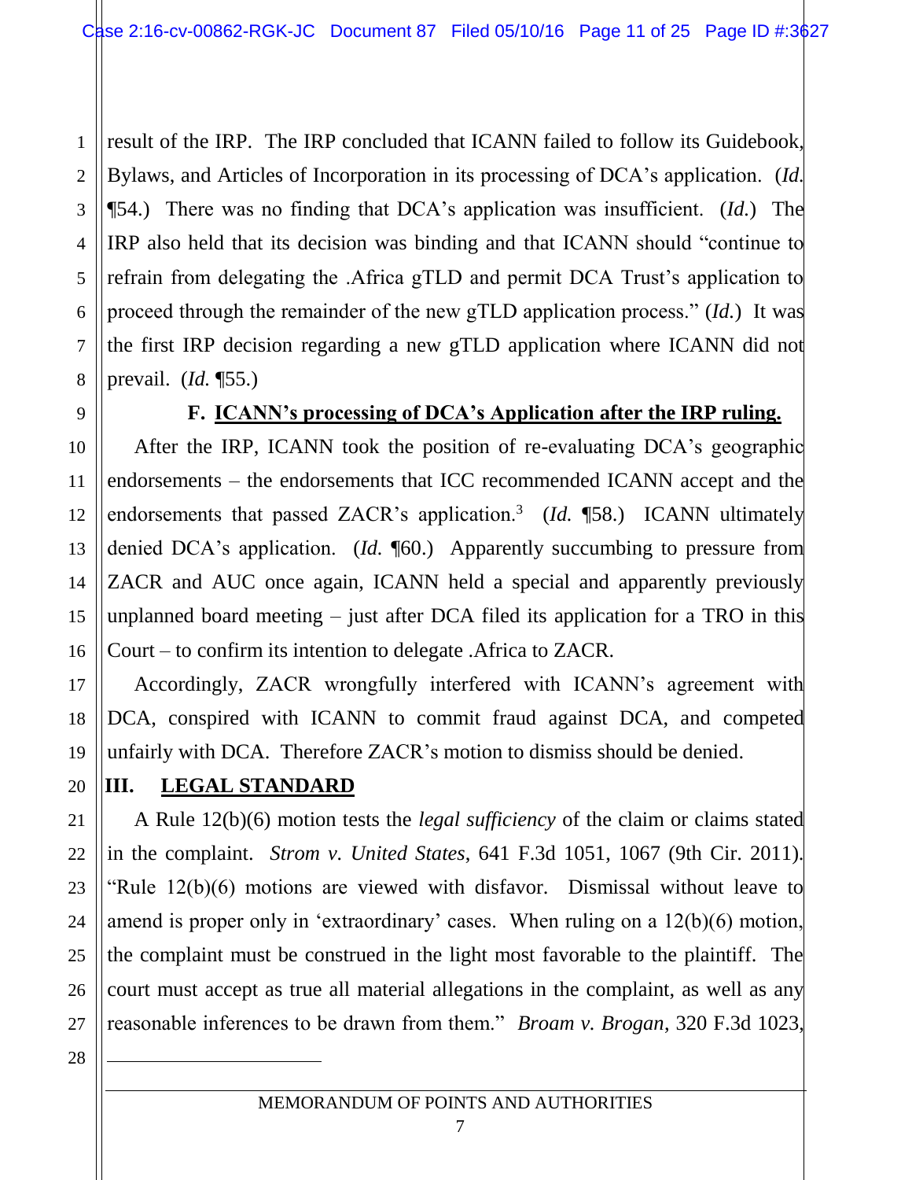result of the IRP. The IRP concluded that ICANN failed to follow its Guidebook, Bylaws, and Articles of Incorporation in its processing of DCA's application. (*Id.* ¶54.) There was no finding that DCA's application was insufficient. (*Id.*) The IRP also held that its decision was binding and that ICANN should "continue to refrain from delegating the .Africa gTLD and permit DCA Trust's application to proceed through the remainder of the new gTLD application process." (*Id.*) It was the first IRP decision regarding a new gTLD application where ICANN did not prevail. (*Id.* ¶55.)

### F. ICANN's processing of DCA's Application after the IRP ruling.

After the IRP, ICANN took the position of re-evaluating DCA's geographic endorsements – the endorsements that ICC recommended ICANN accept and the endorsements that passed ZACR's application.[3] (*Id.* ¶58.) ICANN ultimately denied DCA's application. (*Id.* ¶60.) Apparently succumbing to pressure from ZACR and AUC once again, ICANN held a special and apparently previously unplanned board meeting – just after DCA filed its application for a TRO in this Court – to confirm its intention to delegate .Africa to ZACR.

Accordingly, ZACR wrongfully interfered with ICANN's agreement with DCA, conspired with ICANN to commit fraud against DCA, and competed unfairly with DCA. Therefore ZACR's motion to dismiss should be denied.

## III. LEGAL STANDARD

A Rule 12(b)(6) motion tests the *legal sufficiency* of the claim or claims stated in the complaint. *Strom v. United States*, 641 F.3d 1051, 1067 (9th Cir. 2011). "Rule 12(b)(6) motions are viewed with disfavor. Dismissal without leave to amend is proper only in 'extraordinary' cases. When ruling on a 12(b)(6) motion, the complaint must be construed in the light most favorable to the plaintiff. The court must accept as true all material allegations in the complaint, as well as any reasonable inferences to be drawn from them." *Broam v. Brogan*, 320 F.3d 1023,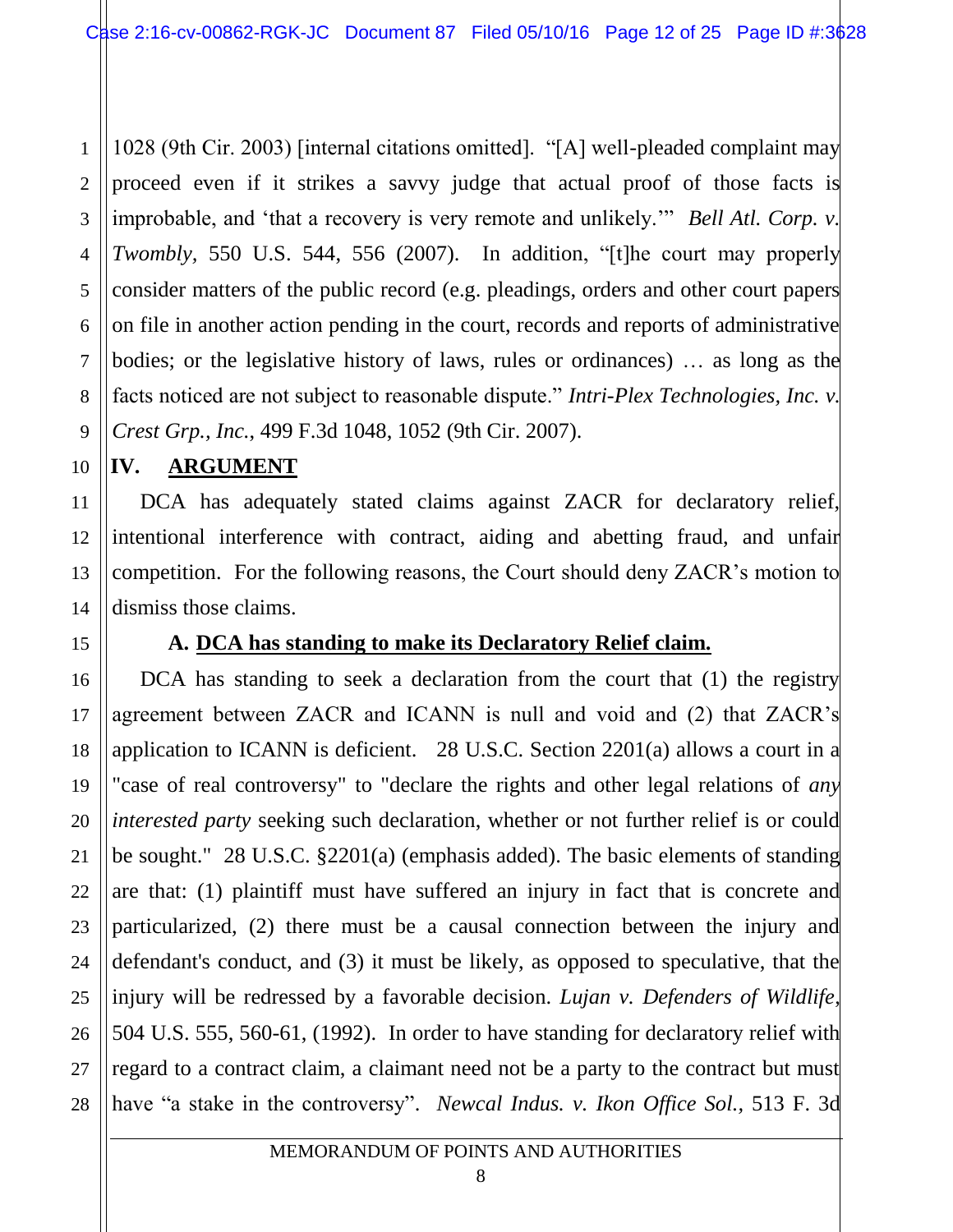1028 (9th Cir. 2003) [internal citations omitted]. "[A] well-pleaded complaint may proceed even if it strikes a savvy judge that actual proof of those facts is improbable, and 'that a recovery is very remote and unlikely.'" *Bell Atl. Corp. v. Twombly,* 550 U.S. 544, 556 (2007). In addition, "[t]he court may properly consider matters of the public record (e.g. pleadings, orders and other court papers on file in another action pending in the court, records and reports of administrative bodies; or the legislative history of laws, rules or ordinances) … as long as the facts noticed are not subject to reasonable dispute." *Intri-Plex Technologies, Inc. v. Crest Grp., Inc.,* 499 F.3d 1048, 1052 (9th Cir. 2007).

## IV. ARGUMENT

DCA has adequately stated claims against ZACR for declaratory relief, intentional interference with contract, aiding and abetting fraud, and unfair competition. For the following reasons, the Court should deny ZACR's motion to dismiss those claims.

### A. DCA has standing to make its Declaratory Relief claim.

DCA has standing to seek a declaration from the court that (1) the registry agreement between ZACR and ICANN is null and void and (2) that ZACR's application to ICANN is deficient. 28 U.S.C. Section 2201(a) allows a court in a "case of real controversy" to "declare the rights and other legal relations of *any interested party* seeking such declaration, whether or not further relief is or could be sought." 28 U.S.C. §2201(a) (emphasis added). The basic elements of standing are that: (1) plaintiff must have suffered an injury in fact that is concrete and particularized, (2) there must be a causal connection between the injury and defendant's conduct, and (3) it must be likely, as opposed to speculative, that the injury will be redressed by a favorable decision. *Lujan v. Defenders of Wildlife,* 504 U.S. 555, 560-61, (1992). In order to have standing for declaratory relief with regard to a contract claim, a claimant need not be a party to the contract but must have "a stake in the controversy". *Newcal Indus. v. Ikon Office Sol.,* 513 F. 3d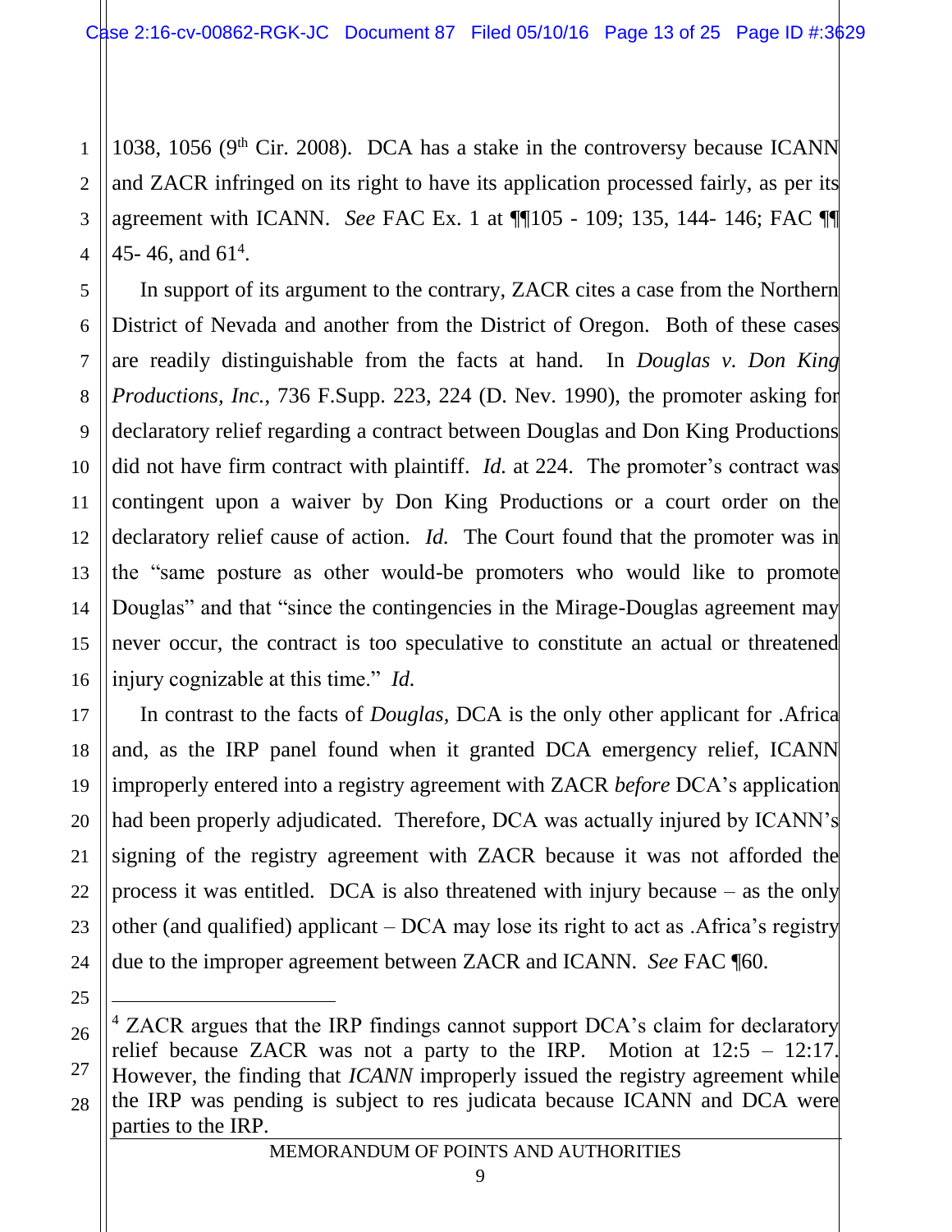1038, 1056 (9th Cir. 2008). DCA has a stake in the controversy because ICANN and ZACR infringed on its right to have its application processed fairly, as per its agreement with ICANN. *See* FAC Ex. 1 at ¶¶105 - 109; 135, 144- 146; FAC ¶¶ 45- 46, and 61[4].

In support of its argument to the contrary, ZACR cites a case from the Northern District of Nevada and another from the District of Oregon. Both of these cases are readily distinguishable from the facts at hand. In *Douglas v. Don King Productions, Inc.*, 736 F.Supp. 223, 224 (D. Nev. 1990), the promoter asking for declaratory relief regarding a contract between Douglas and Don King Productions did not have firm contract with plaintiff. *Id.* at 224. The promoter's contract was contingent upon a waiver by Don King Productions or a court order on the declaratory relief cause of action. *Id.* The Court found that the promoter was in the "same posture as other would-be promoters who would like to promote Douglas" and that "since the contingencies in the Mirage-Douglas agreement may never occur, the contract is too speculative to constitute an actual or threatened injury cognizable at this time." *Id.*

In contrast to the facts of *Douglas,* DCA is the only other applicant for .Africa and, as the IRP panel found when it granted DCA emergency relief, ICANN improperly entered into a registry agreement with ZACR *before* DCA's application had been properly adjudicated. Therefore, DCA was actually injured by ICANN's signing of the registry agreement with ZACR because it was not afforded the process it was entitled. DCA is also threatened with injury because – as the only other (and qualified) applicant – DCA may lose its right to act as .Africa's registry due to the improper agreement between ZACR and ICANN. *See* FAC ¶60.

---

[4] ZACR argues that the IRP findings cannot support DCA's claim for declaratory relief because ZACR was not a party to the IRP. Motion at 12:5 – 12:17. However, the finding that *ICANN* improperly issued the registry agreement while the IRP was pending is subject to res judicata because ICANN and DCA were parties to the IRP.

MEMORANDUM OF POINTS AND AUTHORITIES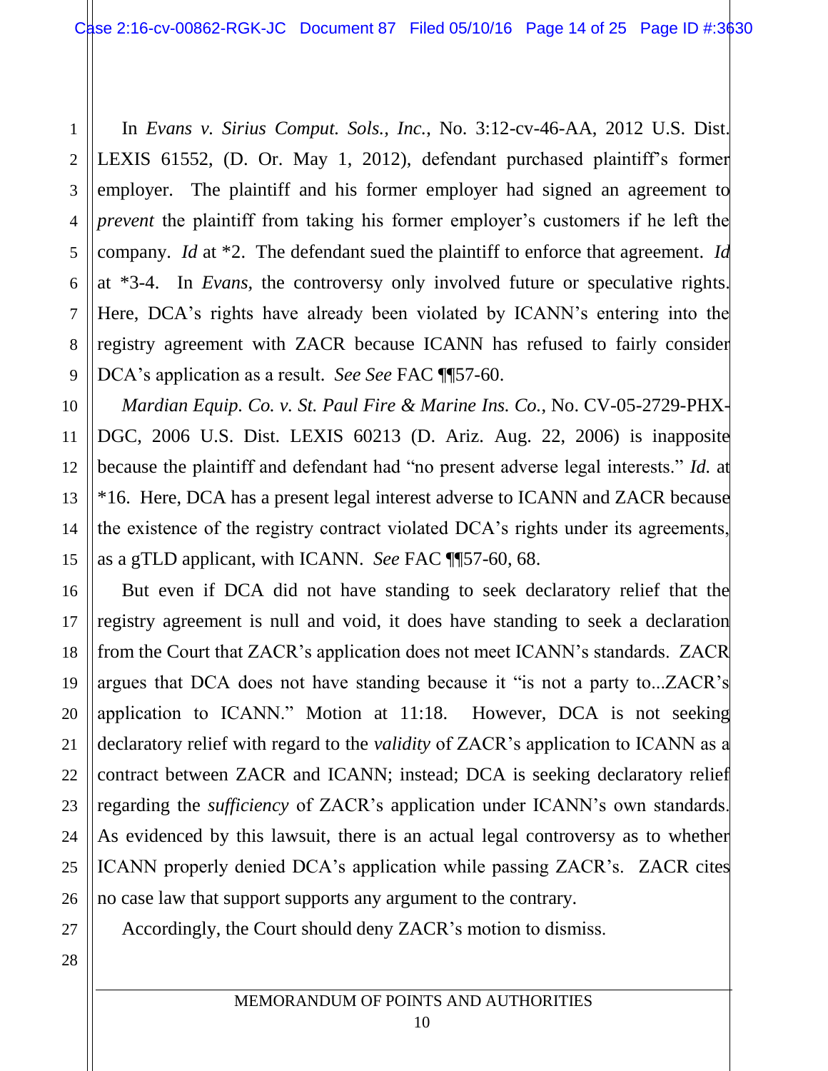In *Evans v. Sirius Comput. Sols., Inc.*, No. 3:12-cv-46-AA, 2012 U.S. Dist. LEXIS 61552, (D. Or. May 1, 2012), defendant purchased plaintiff's former employer. The plaintiff and his former employer had signed an agreement to *prevent* the plaintiff from taking his former employer's customers if he left the company. *Id* at *2. The defendant sued the plaintiff to enforce that agreement. *Id* at *3-4. In *Evans*, the controversy only involved future or speculative rights. Here, DCA's rights have already been violated by ICANN's entering into the registry agreement with ZACR because ICANN has refused to fairly consider DCA's application as a result. *See See* FAC ¶¶57-60.

*Mardian Equip. Co. v. St. Paul Fire & Marine Ins. Co.*, No. CV-05-2729-PHX-DGC, 2006 U.S. Dist. LEXIS 60213 (D. Ariz. Aug. 22, 2006) is inapposite because the plaintiff and defendant had "no present adverse legal interests." *Id.* at *16. Here, DCA has a present legal interest adverse to ICANN and ZACR because the existence of the registry contract violated DCA's rights under its agreements, as a gTLD applicant, with ICANN. *See* FAC ¶¶57-60, 68.

But even if DCA did not have standing to seek declaratory relief that the registry agreement is null and void, it does have standing to seek a declaration from the Court that ZACR's application does not meet ICANN's standards. ZACR argues that DCA does not have standing because it "is not a party to...ZACR's application to ICANN." Motion at 11:18. However, DCA is not seeking declaratory relief with regard to the *validity* of ZACR's application to ICANN as a contract between ZACR and ICANN; instead; DCA is seeking declaratory relief regarding the *sufficiency* of ZACR's application under ICANN's own standards. As evidenced by this lawsuit, there is an actual legal controversy as to whether ICANN properly denied DCA's application while passing ZACR's. ZACR cites no case law that support supports any argument to the contrary.

Accordingly, the Court should deny ZACR's motion to dismiss.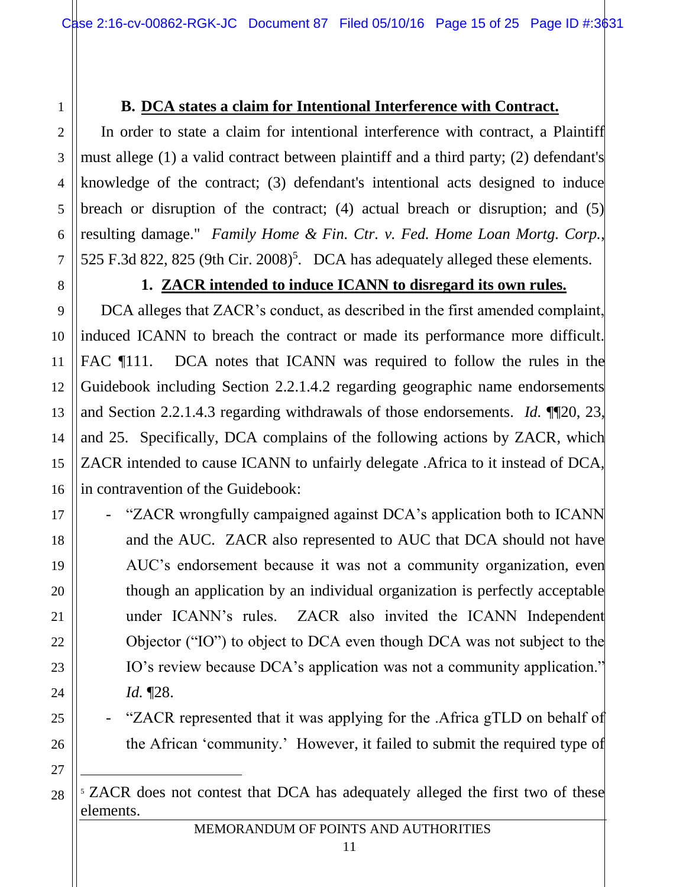### B. DCA states a claim for Intentional Interference with Contract.

In order to state a claim for intentional interference with contract, a Plaintiff must allege (1) a valid contract between plaintiff and a third party; (2) defendant's knowledge of the contract; (3) defendant's intentional acts designed to induce breach or disruption of the contract; (4) actual breach or disruption; and (5) resulting damage." *Family Home & Fin. Ctr. v. Fed. Home Loan Mortg. Corp.*, 525 F.3d 822, 825 (9th Cir. 2008)[5]. DCA has adequately alleged these elements.

#### 1. ZACR intended to induce ICANN to disregard its own rules.

DCA alleges that ZACR's conduct, as described in the first amended complaint, induced ICANN to breach the contract or made its performance more difficult. FAC ¶111. DCA notes that ICANN was required to follow the rules in the Guidebook including Section 2.2.1.4.2 regarding geographic name endorsements and Section 2.2.1.4.3 regarding withdrawals of those endorsements. *Id.* ¶¶20, 23, and 25. Specifically, DCA complains of the following actions by ZACR, which ZACR intended to cause ICANN to unfairly delegate .Africa to it instead of DCA, in contravention of the Guidebook:

- "ZACR wrongfully campaigned against DCA's application both to ICANN and the AUC. ZACR also represented to AUC that DCA should not have AUC's endorsement because it was not a community organization, even though an application by an individual organization is perfectly acceptable under ICANN's rules. ZACR also invited the ICANN Independent Objector ("IO") to object to DCA even though DCA was not subject to the IO's review because DCA's application was not a community application." *Id.* ¶28.
- "ZACR represented that it was applying for the .Africa gTLD on behalf of the African 'community.' However, it failed to submit the required type of

[5] ZACR does not contest that DCA has adequately alleged the first two of these elements.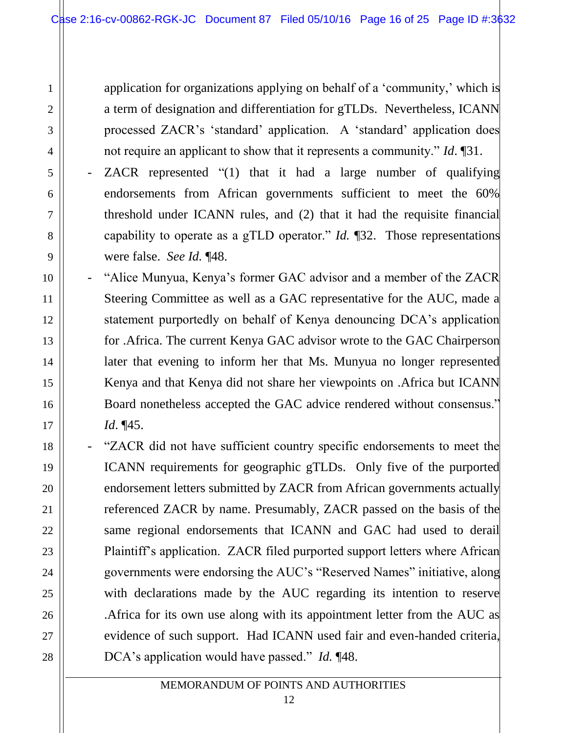application for organizations applying on behalf of a 'community,' which is a term of designation and differentiation for gTLDs. Nevertheless, ICANN processed ZACR's 'standard' application. A 'standard' application does not require an applicant to show that it represents a community." *Id*. ¶31.

- ZACR represented "(1) that it had a large number of qualifying endorsements from African governments sufficient to meet the 60% threshold under ICANN rules, and (2) that it had the requisite financial capability to operate as a gTLD operator." *Id.* ¶32. Those representations were false. *See Id.* ¶48.
- "Alice Munyua, Kenya's former GAC advisor and a member of the ZACR Steering Committee as well as a GAC representative for the AUC, made a statement purportedly on behalf of Kenya denouncing DCA's application for .Africa. The current Kenya GAC advisor wrote to the GAC Chairperson later that evening to inform her that Ms. Munyua no longer represented Kenya and that Kenya did not share her viewpoints on .Africa but ICANN Board nonetheless accepted the GAC advice rendered without consensus." *Id.* ¶45.
- "ZACR did not have sufficient country specific endorsements to meet the ICANN requirements for geographic gTLDs. Only five of the purported endorsement letters submitted by ZACR from African governments actually referenced ZACR by name. Presumably, ZACR passed on the basis of the same regional endorsements that ICANN and GAC had used to derail Plaintiff's application. ZACR filed purported support letters where African governments were endorsing the AUC's "Reserved Names" initiative, along with declarations made by the AUC regarding its intention to reserve .Africa for its own use along with its appointment letter from the AUC as evidence of such support. Had ICANN used fair and even-handed criteria, DCA's application would have passed." *Id.* ¶48.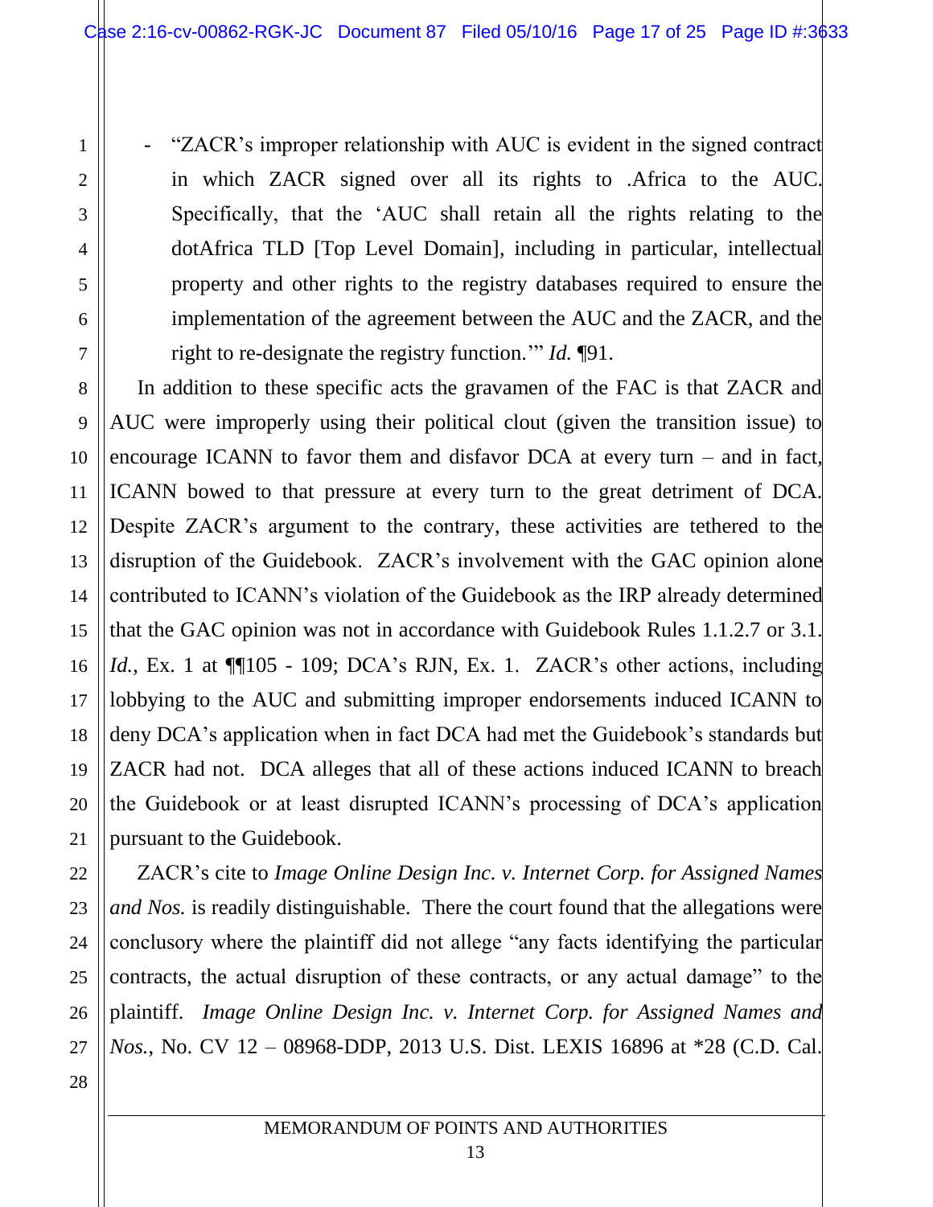- "ZACR's improper relationship with AUC is evident in the signed contract in which ZACR signed over all its rights to .Africa to the AUC. Specifically, that the 'AUC shall retain all the rights relating to the dotAfrica TLD [Top Level Domain], including in particular, intellectual property and other rights to the registry databases required to ensure the implementation of the agreement between the AUC and the ZACR, and the right to re-designate the registry function.'" *Id.* ¶91.

In addition to these specific acts the gravamen of the FAC is that ZACR and AUC were improperly using their political clout (given the transition issue) to encourage ICANN to favor them and disfavor DCA at every turn – and in fact, ICANN bowed to that pressure at every turn to the great detriment of DCA. Despite ZACR's argument to the contrary, these activities are tethered to the disruption of the Guidebook. ZACR's involvement with the GAC opinion alone contributed to ICANN's violation of the Guidebook as the IRP already determined that the GAC opinion was not in accordance with Guidebook Rules 1.1.2.7 or 3.1. *Id.*, Ex. 1 at ¶¶105 - 109; DCA's RJN, Ex. 1. ZACR's other actions, including lobbying to the AUC and submitting improper endorsements induced ICANN to deny DCA's application when in fact DCA had met the Guidebook's standards but ZACR had not. DCA alleges that all of these actions induced ICANN to breach the Guidebook or at least disrupted ICANN's processing of DCA's application pursuant to the Guidebook.

ZACR's cite to *Image Online Design Inc. v. Internet Corp. for Assigned Names and Nos.* is readily distinguishable. There the court found that the allegations were conclusory where the plaintiff did not allege "any facts identifying the particular contracts, the actual disruption of these contracts, or any actual damage" to the plaintiff. *Image Online Design Inc. v. Internet Corp. for Assigned Names and Nos.*, No. CV 12 – 08968-DDP, 2013 U.S. Dist. LEXIS 16896 at *28 (C.D. Cal.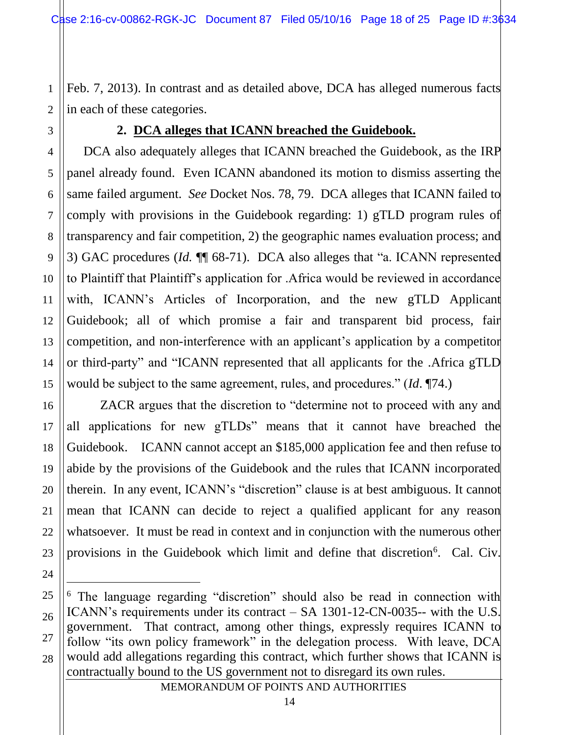Feb. 7, 2013). In contrast and as detailed above, DCA has alleged numerous facts in each of these categories.

### 2. DCA alleges that ICANN breached the Guidebook.

DCA also adequately alleges that ICANN breached the Guidebook, as the IRP panel already found. Even ICANN abandoned its motion to dismiss asserting the same failed argument. *See* Docket Nos. 78, 79. DCA alleges that ICANN failed to comply with provisions in the Guidebook regarding: 1) gTLD program rules of transparency and fair competition, 2) the geographic names evaluation process; and 3) GAC procedures (*Id.* ¶¶ 68-71). DCA also alleges that "a. ICANN represented to Plaintiff that Plaintiff's application for .Africa would be reviewed in accordance with, ICANN's Articles of Incorporation, and the new gTLD Applicant Guidebook; all of which promise a fair and transparent bid process, fair competition, and non-interference with an applicant's application by a competitor or third-party" and "ICANN represented that all applicants for the .Africa gTLD would be subject to the same agreement, rules, and procedures." (*Id*. ¶74.)

ZACR argues that the discretion to "determine not to proceed with any and all applications for new gTLDs" means that it cannot have breached the Guidebook. ICANN cannot accept an $185,000 application fee and then refuse to abide by the provisions of the Guidebook and the rules that ICANN incorporated therein. In any event, ICANN's "discretion" clause is at best ambiguous. It cannot mean that ICANN can decide to reject a qualified applicant for any reason whatsoever. It must be read in context and in conjunction with the numerous other provisions in the Guidebook which limit and define that discretion[6]. Cal. Civ.

[6] The language regarding "discretion" should also be read in connection with ICANN's requirements under its contract – SA 1301-12-CN-0035-- with the U.S. government. That contract, among other things, expressly requires ICANN to follow "its own policy framework" in the delegation process. With leave, DCA would add allegations regarding this contract, which further shows that ICANN is contractually bound to the US government not to disregard its own rules.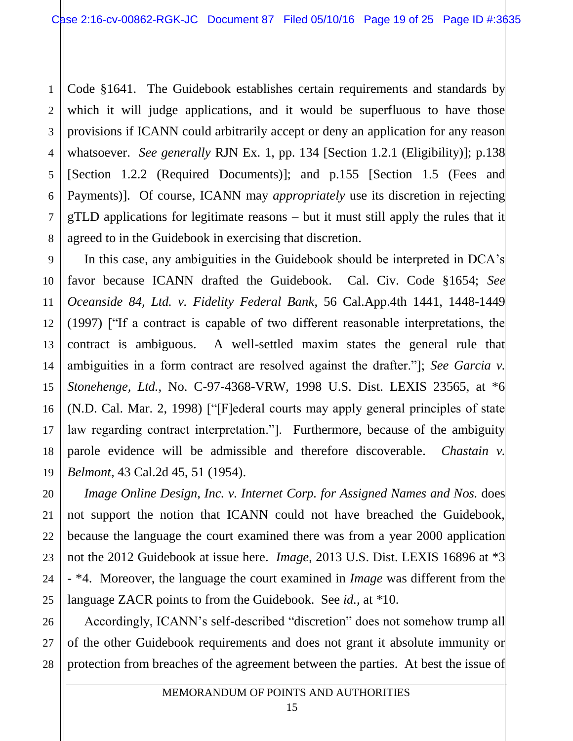Code §1641. The Guidebook establishes certain requirements and standards by which it will judge applications, and it would be superfluous to have those provisions if ICANN could arbitrarily accept or deny an application for any reason whatsoever. *See generally* RJN Ex. 1, pp. 134 [Section 1.2.1 (Eligibility)]; p.138 [Section 1.2.2 (Required Documents)]; and p.155 [Section 1.5 (Fees and Payments)]. Of course, ICANN may *appropriately* use its discretion in rejecting gTLD applications for legitimate reasons – but it must still apply the rules that it agreed to in the Guidebook in exercising that discretion.

In this case, any ambiguities in the Guidebook should be interpreted in DCA's favor because ICANN drafted the Guidebook. Cal. Civ. Code §1654; *See Oceanside 84, Ltd. v. Fidelity Federal Bank*, 56 Cal.App.4th 1441, 1448-1449 (1997) ["If a contract is capable of two different reasonable interpretations, the contract is ambiguous. A well-settled maxim states the general rule that ambiguities in a form contract are resolved against the drafter."]; *See Garcia v. Stonehenge, Ltd.*, No. C-97-4368-VRW, 1998 U.S. Dist. LEXIS 23565, at *6 (N.D. Cal. Mar. 2, 1998) ["[F]ederal courts may apply general principles of state law regarding contract interpretation."]. Furthermore, because of the ambiguity parole evidence will be admissible and therefore discoverable. *Chastain v. Belmont*, 43 Cal.2d 45, 51 (1954).

*Image Online Design, Inc. v. Internet Corp. for Assigned Names and Nos.* does not support the notion that ICANN could not have breached the Guidebook, because the language the court examined there was from a year 2000 application not the 2012 Guidebook at issue here. *Image*, 2013 U.S. Dist. LEXIS 16896 at *3 - *4. Moreover, the language the court examined in *Image* was different from the language ZACR points to from the Guidebook. See *id.*, at *10.

Accordingly, ICANN's self-described "discretion" does not somehow trump all of the other Guidebook requirements and does not grant it absolute immunity or protection from breaches of the agreement between the parties. At best the issue of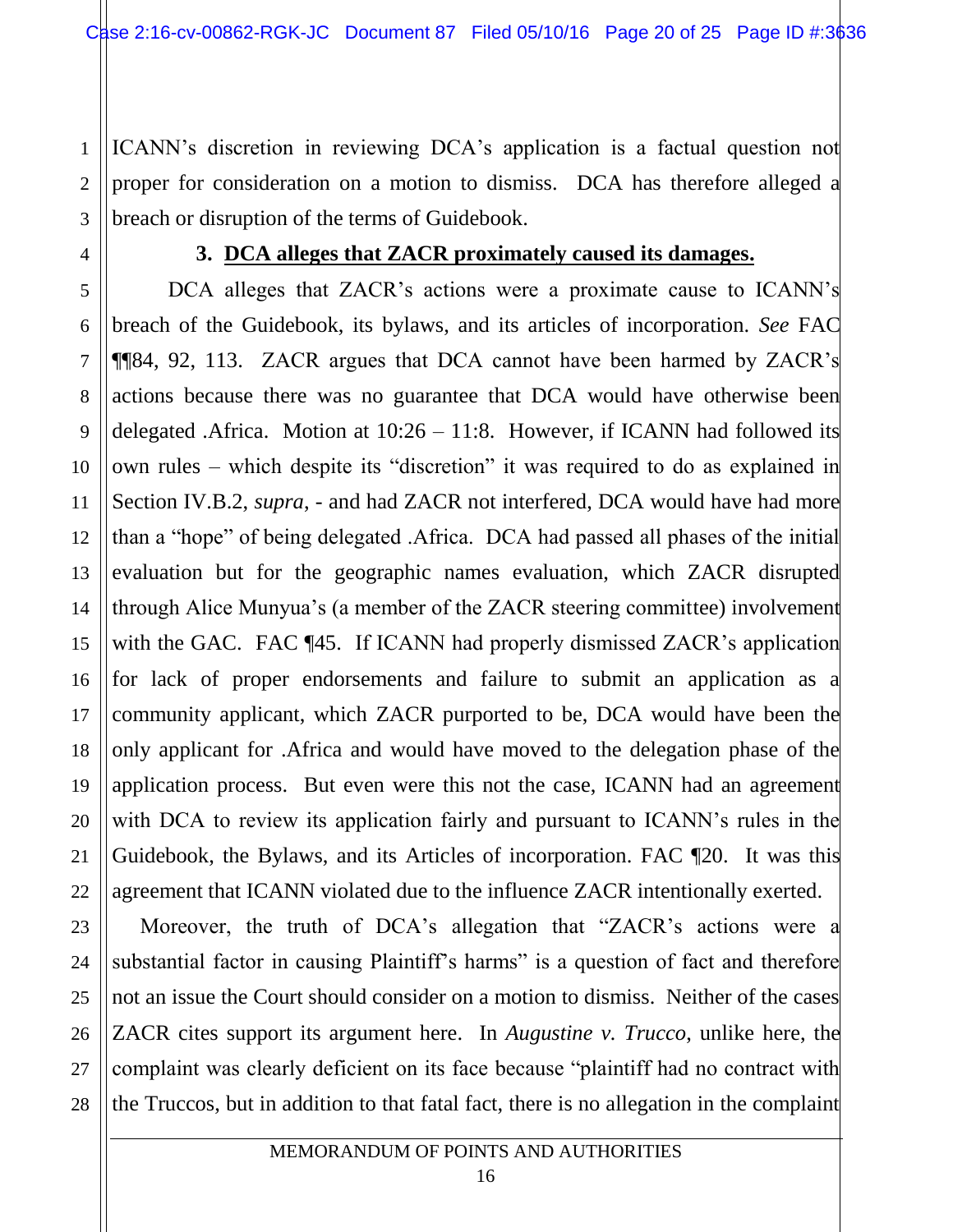ICANN's discretion in reviewing DCA's application is a factual question not proper for consideration on a motion to dismiss. DCA has therefore alleged a breach or disruption of the terms of Guidebook.

### 3. DCA alleges that ZACR proximately caused its damages.

DCA alleges that ZACR's actions were a proximate cause to ICANN's breach of the Guidebook, its bylaws, and its articles of incorporation. *See* FAC ¶¶84, 92, 113. ZACR argues that DCA cannot have been harmed by ZACR's actions because there was no guarantee that DCA would have otherwise been delegated .Africa. Motion at 10:26 – 11:8. However, if ICANN had followed its own rules – which despite its "discretion" it was required to do as explained in Section IV.B.2, *supra*, - and had ZACR not interfered, DCA would have had more than a "hope" of being delegated .Africa. DCA had passed all phases of the initial evaluation but for the geographic names evaluation, which ZACR disrupted through Alice Munyua's (a member of the ZACR steering committee) involvement with the GAC. FAC ¶45. If ICANN had properly dismissed ZACR's application for lack of proper endorsements and failure to submit an application as a community applicant, which ZACR purported to be, DCA would have been the only applicant for .Africa and would have moved to the delegation phase of the application process. But even were this not the case, ICANN had an agreement with DCA to review its application fairly and pursuant to ICANN's rules in the Guidebook, the Bylaws, and its Articles of incorporation. FAC ¶20. It was this agreement that ICANN violated due to the influence ZACR intentionally exerted.

Moreover, the truth of DCA's allegation that "ZACR's actions were a substantial factor in causing Plaintiff's harms" is a question of fact and therefore not an issue the Court should consider on a motion to dismiss. Neither of the cases ZACR cites support its argument here. In *Augustine v. Trucco*, unlike here, the complaint was clearly deficient on its face because "plaintiff had no contract with the Truccos, but in addition to that fatal fact, there is no allegation in the complaint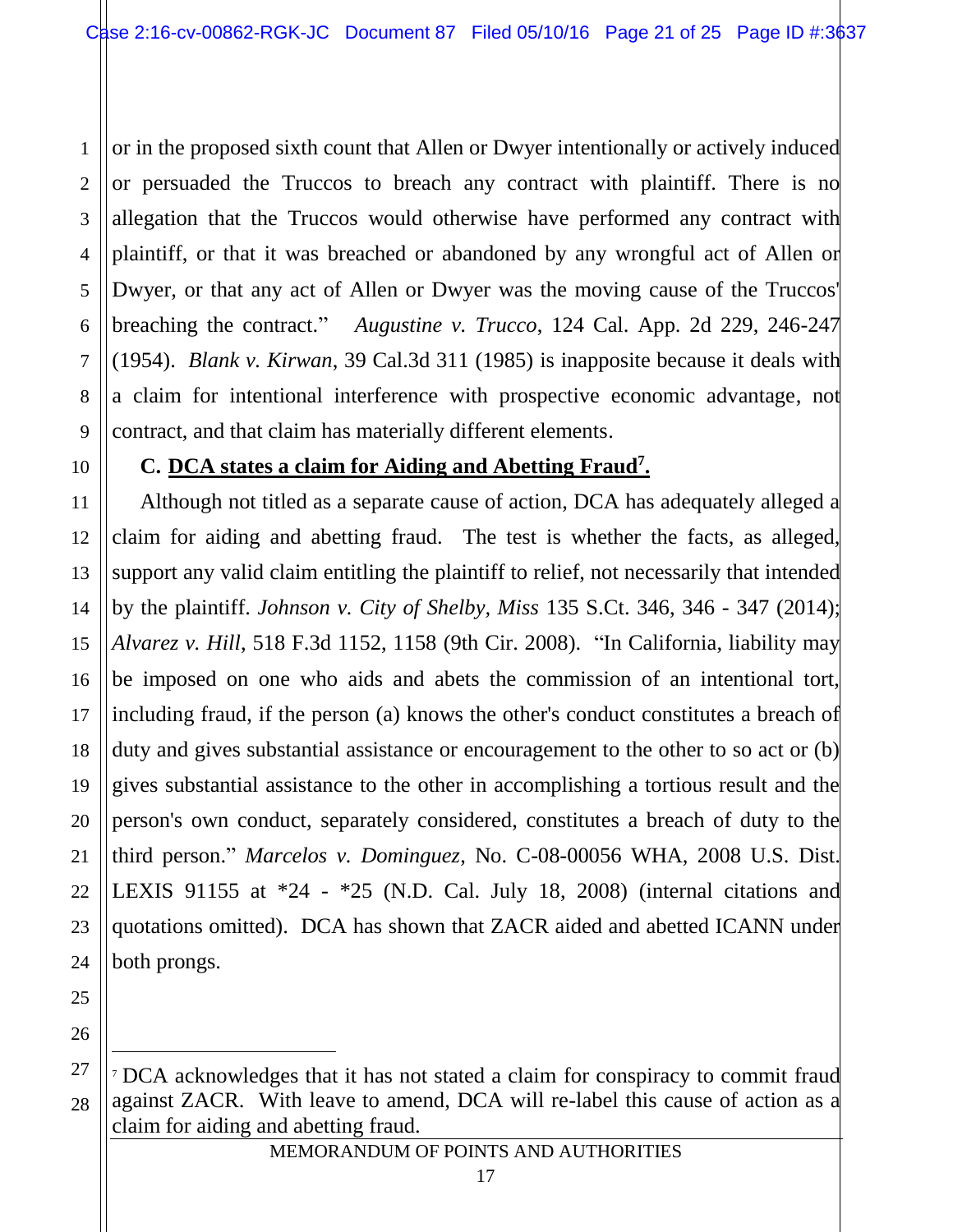or in the proposed sixth count that Allen or Dwyer intentionally or actively induced or persuaded the Truccos to breach any contract with plaintiff. There is no allegation that the Truccos would otherwise have performed any contract with plaintiff, or that it was breached or abandoned by any wrongful act of Allen or Dwyer, or that any act of Allen or Dwyer was the moving cause of the Truccos' breaching the contract." *Augustine v. Trucco*, 124 Cal. App. 2d 229, 246-247 (1954). *Blank v. Kirwan*, 39 Cal.3d 311 (1985) is inapposite because it deals with a claim for intentional interference with prospective economic advantage, not contract, and that claim has materially different elements.

### C. DCA states a claim for Aiding and Abetting Fraud[7].

Although not titled as a separate cause of action, DCA has adequately alleged a claim for aiding and abetting fraud. The test is whether the facts, as alleged, support any valid claim entitling the plaintiff to relief, not necessarily that intended by the plaintiff. *Johnson v. City of Shelby, Miss* 135 S.Ct. 346, 346 - 347 (2014); *Alvarez v. Hill*, 518 F.3d 1152, 1158 (9th Cir. 2008). "In California, liability may be imposed on one who aids and abets the commission of an intentional tort, including fraud, if the person (a) knows the other's conduct constitutes a breach of duty and gives substantial assistance or encouragement to the other to so act or (b) gives substantial assistance to the other in accomplishing a tortious result and the person's own conduct, separately considered, constitutes a breach of duty to the third person." *Marcelos v. Dominguez*, No. C-08-00056 WHA, 2008 U.S. Dist. LEXIS 91155 at *24 - *25 (N.D. Cal. July 18, 2008) (internal citations and quotations omitted). DCA has shown that ZACR aided and abetted ICANN under both prongs.

---

[7] DCA acknowledges that it has not stated a claim for conspiracy to commit fraud against ZACR. With leave to amend, DCA will re-label this cause of action as a claim for aiding and abetting fraud.

MEMORANDUM OF POINTS AND AUTHORITIES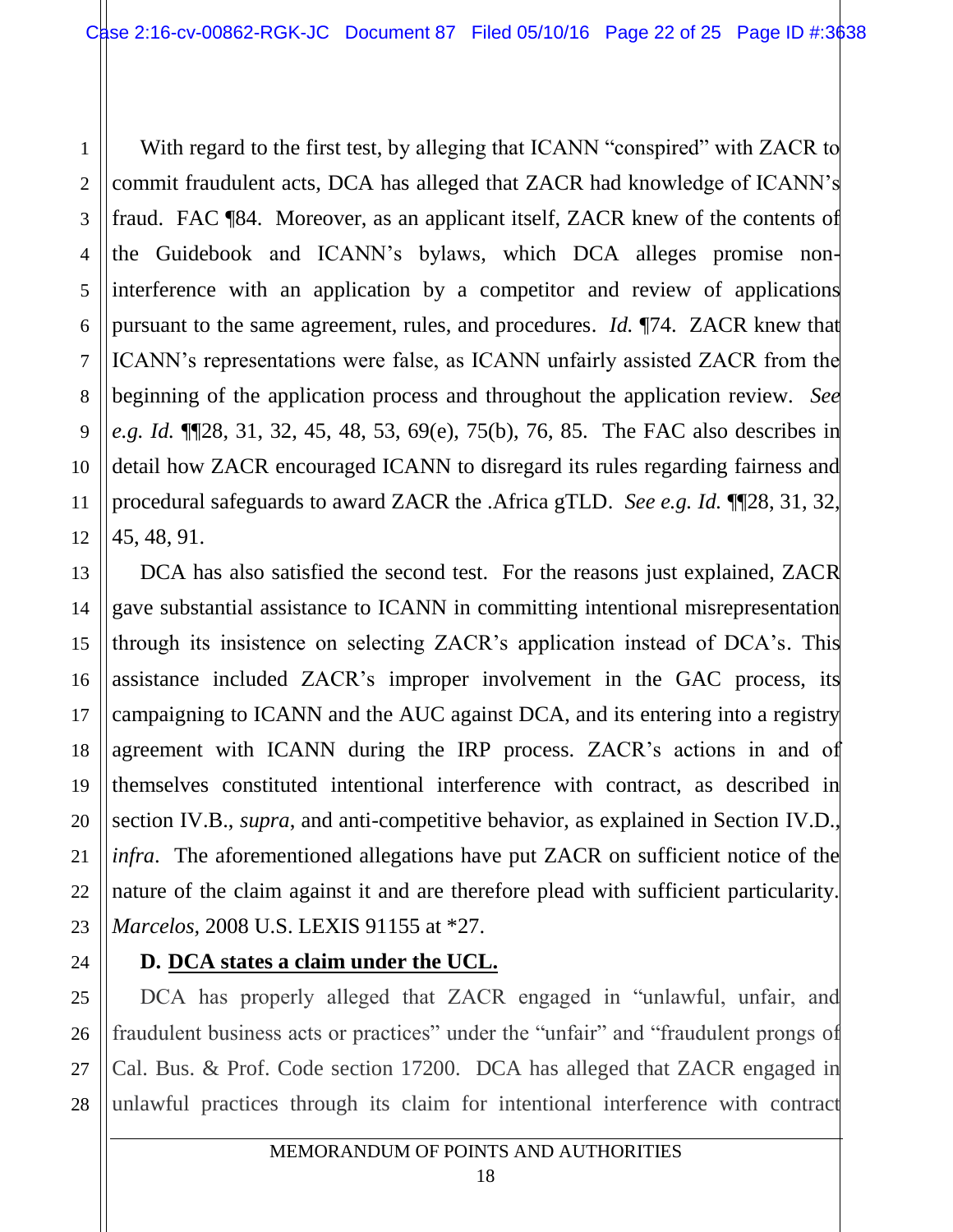With regard to the first test, by alleging that ICANN "conspired" with ZACR to commit fraudulent acts, DCA has alleged that ZACR had knowledge of ICANN's fraud. FAC ¶84. Moreover, as an applicant itself, ZACR knew of the contents of the Guidebook and ICANN's bylaws, which DCA alleges promise non-interference with an application by a competitor and review of applications pursuant to the same agreement, rules, and procedures. *Id.* ¶74. ZACR knew that ICANN's representations were false, as ICANN unfairly assisted ZACR from the beginning of the application process and throughout the application review. *See e.g. Id.* ¶¶28, 31, 32, 45, 48, 53, 69(e), 75(b), 76, 85. The FAC also describes in detail how ZACR encouraged ICANN to disregard its rules regarding fairness and procedural safeguards to award ZACR the .Africa gTLD. *See e.g. Id.* ¶¶28, 31, 32, 45, 48, 91.

DCA has also satisfied the second test. For the reasons just explained, ZACR gave substantial assistance to ICANN in committing intentional misrepresentation through its insistence on selecting ZACR's application instead of DCA's. This assistance included ZACR's improper involvement in the GAC process, its campaigning to ICANN and the AUC against DCA, and its entering into a registry agreement with ICANN during the IRP process. ZACR's actions in and of themselves constituted intentional interference with contract, as described in section IV.B., *supra*, and anti-competitive behavior, as explained in Section IV.D., *infra*. The aforementioned allegations have put ZACR on sufficient notice of the nature of the claim against it and are therefore plead with sufficient particularity. *Marcelos*, 2008 U.S. LEXIS 91155 at *27.

**D. <u>DCA states a claim under the UCL.</u>**

DCA has properly alleged that ZACR engaged in "unlawful, unfair, and fraudulent business acts or practices" under the "unfair" and "fraudulent prongs of Cal. Bus. & Prof. Code section 17200. DCA has alleged that ZACR engaged in unlawful practices through its claim for intentional interference with contract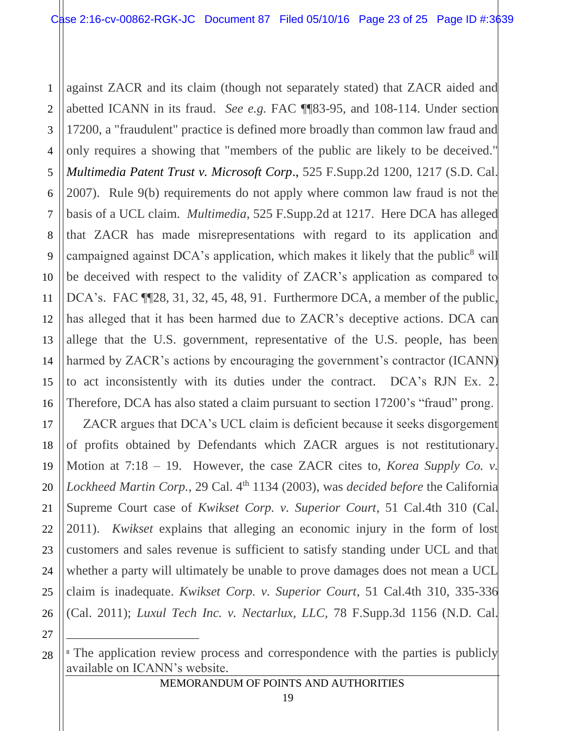against ZACR and its claim (though not separately stated) that ZACR aided and abetted ICANN in its fraud. *See e.g.* FAC ¶¶83-95, and 108-114. Under section 17200, a "fraudulent" practice is defined more broadly than common law fraud and only requires a showing that "members of the public are likely to be deceived." *Multimedia Patent Trust v. Microsoft Corp*., 525 F.Supp.2d 1200, 1217 (S.D. Cal. 2007). Rule 9(b) requirements do not apply where common law fraud is not the basis of a UCL claim. *Multimedia*, 525 F.Supp.2d at 1217. Here DCA has alleged that ZACR has made misrepresentations with regard to its application and campaigned against DCA's application, which makes it likely that the public[8] will be deceived with respect to the validity of ZACR's application as compared to DCA's. FAC ¶¶28, 31, 32, 45, 48, 91. Furthermore DCA, a member of the public, has alleged that it has been harmed due to ZACR's deceptive actions. DCA can allege that the U.S. government, representative of the U.S. people, has been harmed by ZACR's actions by encouraging the government's contractor (ICANN) to act inconsistently with its duties under the contract. DCA's RJN Ex. 2. Therefore, DCA has also stated a claim pursuant to section 17200's "fraud" prong.

ZACR argues that DCA's UCL claim is deficient because it seeks disgorgement of profits obtained by Defendants which ZACR argues is not restitutionary. Motion at 7:18 – 19. However, the case ZACR cites to, *Korea Supply Co. v. Lockheed Martin Corp.*, 29 Cal. 4th 1134 (2003), was *decided before* the California Supreme Court case of *Kwikset Corp. v. Superior Court*, 51 Cal.4th 310 (Cal. 2011). *Kwikset* explains that alleging an economic injury in the form of lost customers and sales revenue is sufficient to satisfy standing under UCL and that whether a party will ultimately be unable to prove damages does not mean a UCL claim is inadequate. *Kwikset Corp. v. Superior Court*, 51 Cal.4th 310, 335-336 (Cal. 2011); *Luxul Tech Inc. v. Nectarlux, LLC*, 78 F.Supp.3d 1156 (N.D. Cal.

---

[8] The application review process and correspondence with the parties is publicly available on ICANN's website.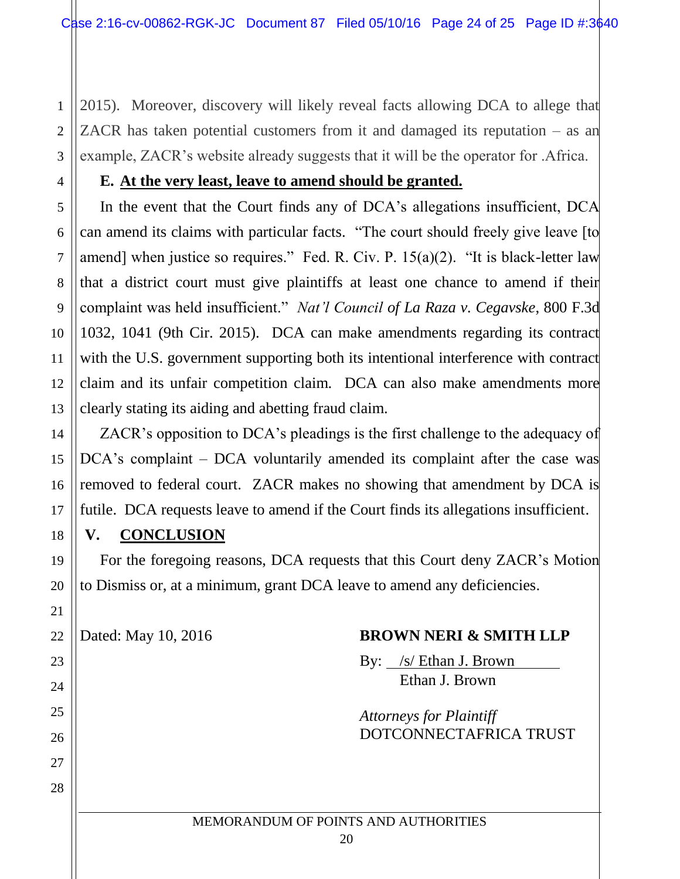2015). Moreover, discovery will likely reveal facts allowing DCA to allege that ZACR has taken potential customers from it and damaged its reputation – as an example, ZACR's website already suggests that it will be the operator for .Africa.

### E. At the very least, leave to amend should be granted.

In the event that the Court finds any of DCA's allegations insufficient, DCA can amend its claims with particular facts. "The court should freely give leave [to amend] when justice so requires." Fed. R. Civ. P. 15(a)(2). "It is black-letter law that a district court must give plaintiffs at least one chance to amend if their complaint was held insufficient." *Nat'l Council of La Raza v. Cegavske*, 800 F.3d 1032, 1041 (9th Cir. 2015). DCA can make amendments regarding its contract with the U.S. government supporting both its intentional interference with contract claim and its unfair competition claim. DCA can also make amendments more clearly stating its aiding and abetting fraud claim.

ZACR's opposition to DCA's pleadings is the first challenge to the adequacy of DCA's complaint – DCA voluntarily amended its complaint after the case was removed to federal court. ZACR makes no showing that amendment by DCA is futile. DCA requests leave to amend if the Court finds its allegations insufficient.

## V. CONCLUSION

For the foregoing reasons, DCA requests that this Court deny ZACR's Motion to Dismiss or, at a minimum, grant DCA leave to amend any deficiencies.

Dated: May 10, 2016

**BROWN NERI & SMITH LLP**

By: /s/ Ethan J. Brown
Ethan J. Brown

*Attorneys for Plaintiff*
DOTCONNECTAFRICA TRUST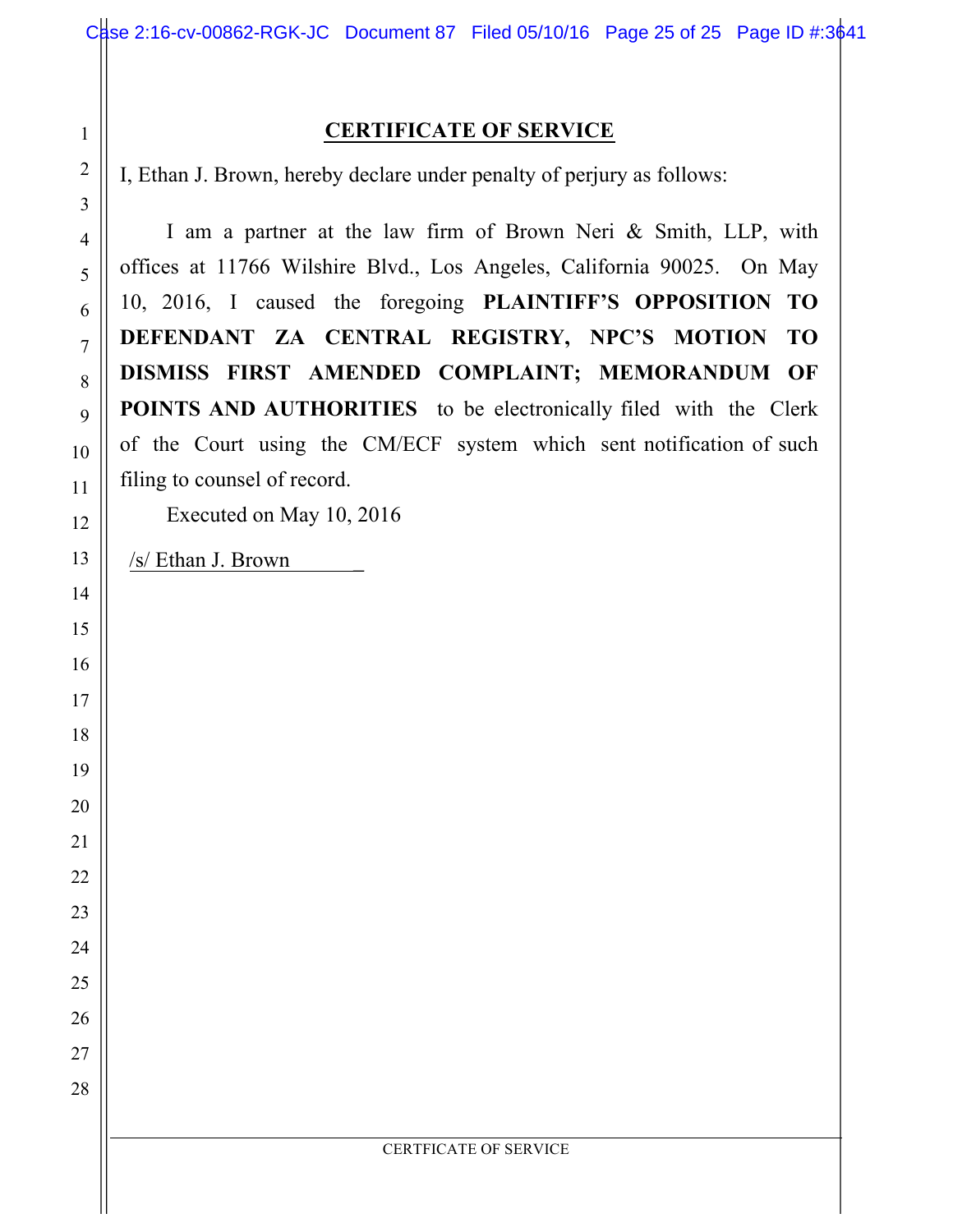## CERTIFICATE OF SERVICE

I, Ethan J. Brown, hereby declare under penalty of perjury as follows:

I am a partner at the law firm of Brown Neri & Smith, LLP, with offices at 11766 Wilshire Blvd., Los Angeles, California 90025. On May 10, 2016, I caused the foregoing **PLAINTIFF'S OPPOSITION TO DEFENDANT ZA CENTRAL REGISTRY, NPC'S MOTION TO DISMISS FIRST AMENDED COMPLAINT; MEMORANDUM OF POINTS AND AUTHORITIES** to be electronically filed with the Clerk of the Court using the CM/ECF system which sent notification of such filing to counsel of record.

Executed on May 10, 2016

/s/ Ethan J. Brown

CERTFICATE OF SERVICE